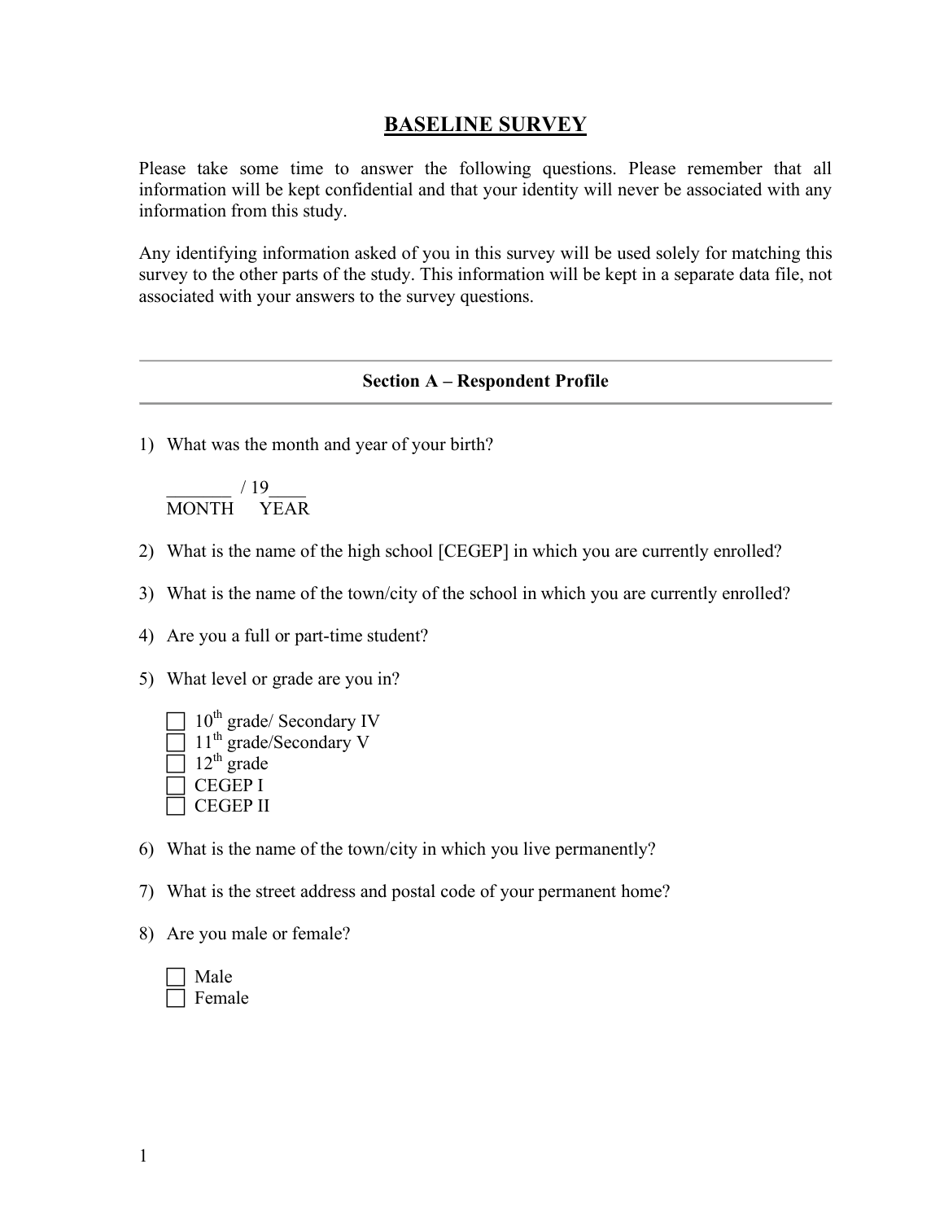# BASELINE SURVEY

Please take some time to answer the following questions. Please remember that all information will be kept confidential and that your identity will never be associated with any information from this study.

Any identifying information asked of you in this survey will be used solely for matching this survey to the other parts of the study. This information will be kept in a separate data file, not associated with your answers to the survey questions.

---

**Section A – Respondent Profile**

---

1) What was the month and year of your birth?

   _______ / 19____
   MONTH     YEAR

2) What is the name of the high school [CEGEP] in which you are currently enrolled?

3) What is the name of the town/city of the school in which you are currently enrolled?

4) Are you a full or part-time student?

5) What level or grade are you in?

   - ☐ 10th grade/ Secondary IV
   - ☐ 11th grade/Secondary V
   - ☐ 12th grade
   - ☐ CEGEP I
   - ☐ CEGEP II

6) What is the name of the town/city in which you live permanently?

7) What is the street address and postal code of your permanent home?

8) Are you male or female?

   - ☐ Male
   - ☐ Female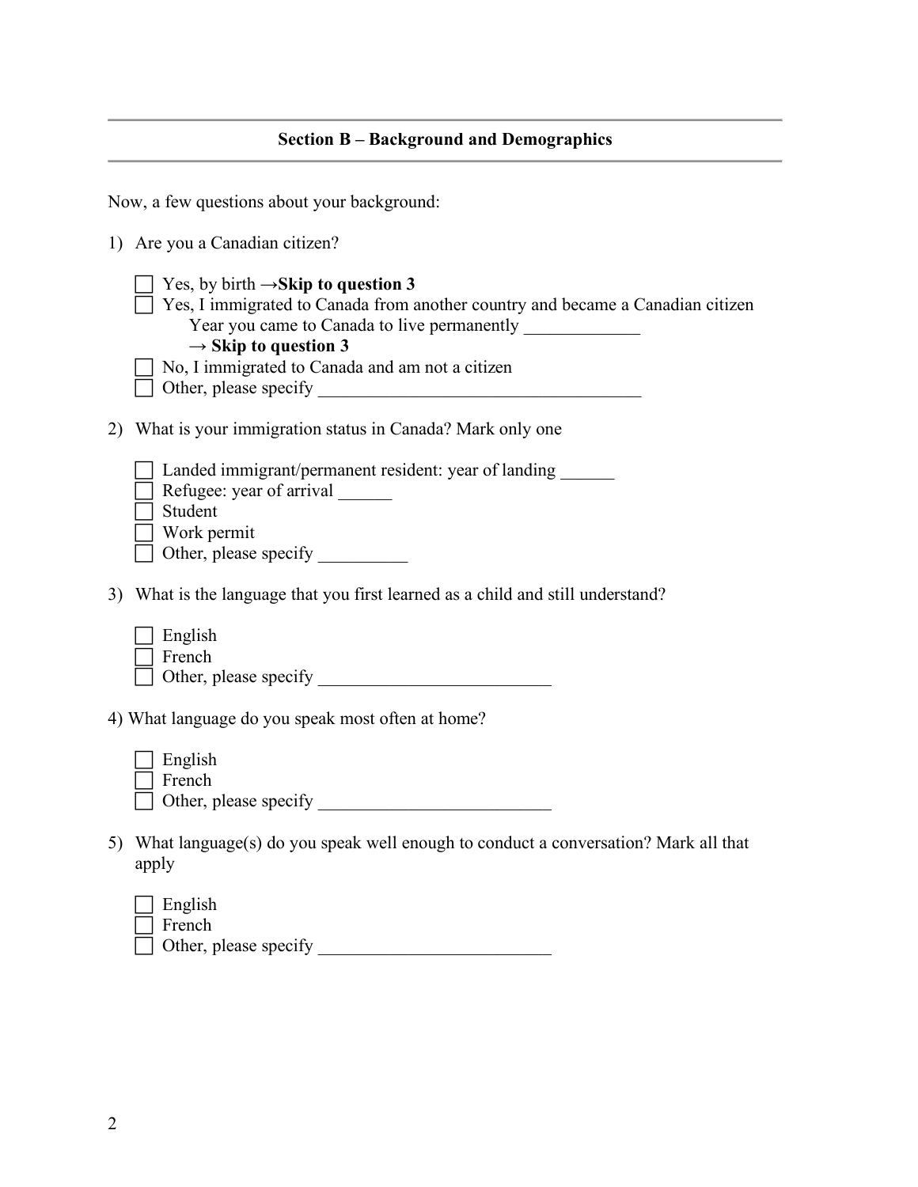## Section B – Background and Demographics

Now, a few questions about your background:

1) Are you a Canadian citizen?

- ☐ Yes, by birth →**Skip to question 3**
- ☐ Yes, I immigrated to Canada from another country and became a Canadian citizen
  Year you came to Canada to live permanently _____________
  → **Skip to question 3**
- ☐ No, I immigrated to Canada and am not a citizen
- ☐ Other, please specify ____________________________________

2) What is your immigration status in Canada? Mark only one

- ☐ Landed immigrant/permanent resident: year of landing ______
- ☐ Refugee: year of arrival ______
- ☐ Student
- ☐ Work permit
- ☐ Other, please specify __________

3) What is the language that you first learned as a child and still understand?

- ☐ English
- ☐ French
- ☐ Other, please specify __________________________

4) What language do you speak most often at home?

- ☐ English
- ☐ French
- ☐ Other, please specify __________________________

5) What language(s) do you speak well enough to conduct a conversation? Mark all that apply

- ☐ English
- ☐ French
- ☐ Other, please specify __________________________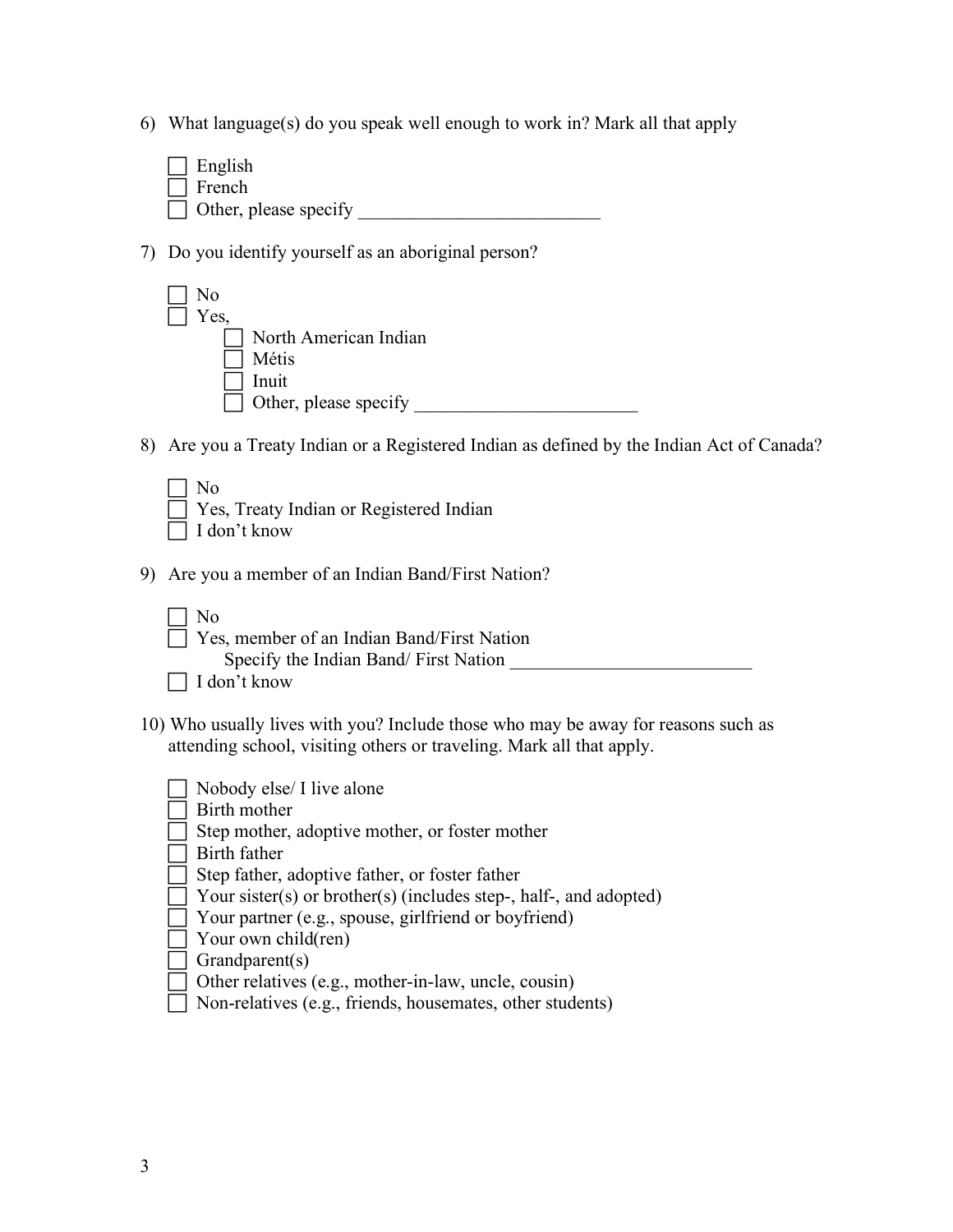6) What language(s) do you speak well enough to work in? Mark all that apply

- ☐ English
- ☐ French
- ☐ Other, please specify _________________________

7) Do you identify yourself as an aboriginal person?

- ☐ No
- ☐ Yes,
  - ☐ North American Indian
  - ☐ Métis
  - ☐ Inuit
  - ☐ Other, please specify _______________________

8) Are you a Treaty Indian or a Registered Indian as defined by the Indian Act of Canada?

- ☐ No
- ☐ Yes, Treaty Indian or Registered Indian
- ☐ I don’t know

9) Are you a member of an Indian Band/First Nation?

- ☐ No
- ☐ Yes, member of an Indian Band/First Nation
  Specify the Indian Band/ First Nation _________________________
- ☐ I don’t know

10) Who usually lives with you? Include those who may be away for reasons such as attending school, visiting others or traveling. Mark all that apply.

- ☐ Nobody else/ I live alone
- ☐ Birth mother
- ☐ Step mother, adoptive mother, or foster mother
- ☐ Birth father
- ☐ Step father, adoptive father, or foster father
- ☐ Your sister(s) or brother(s) (includes step-, half-, and adopted)
- ☐ Your partner (e.g., spouse, girlfriend or boyfriend)
- ☐ Your own child(ren)
- ☐ Grandparent(s)
- ☐ Other relatives (e.g., mother-in-law, uncle, cousin)
- ☐ Non-relatives (e.g., friends, housemates, other students)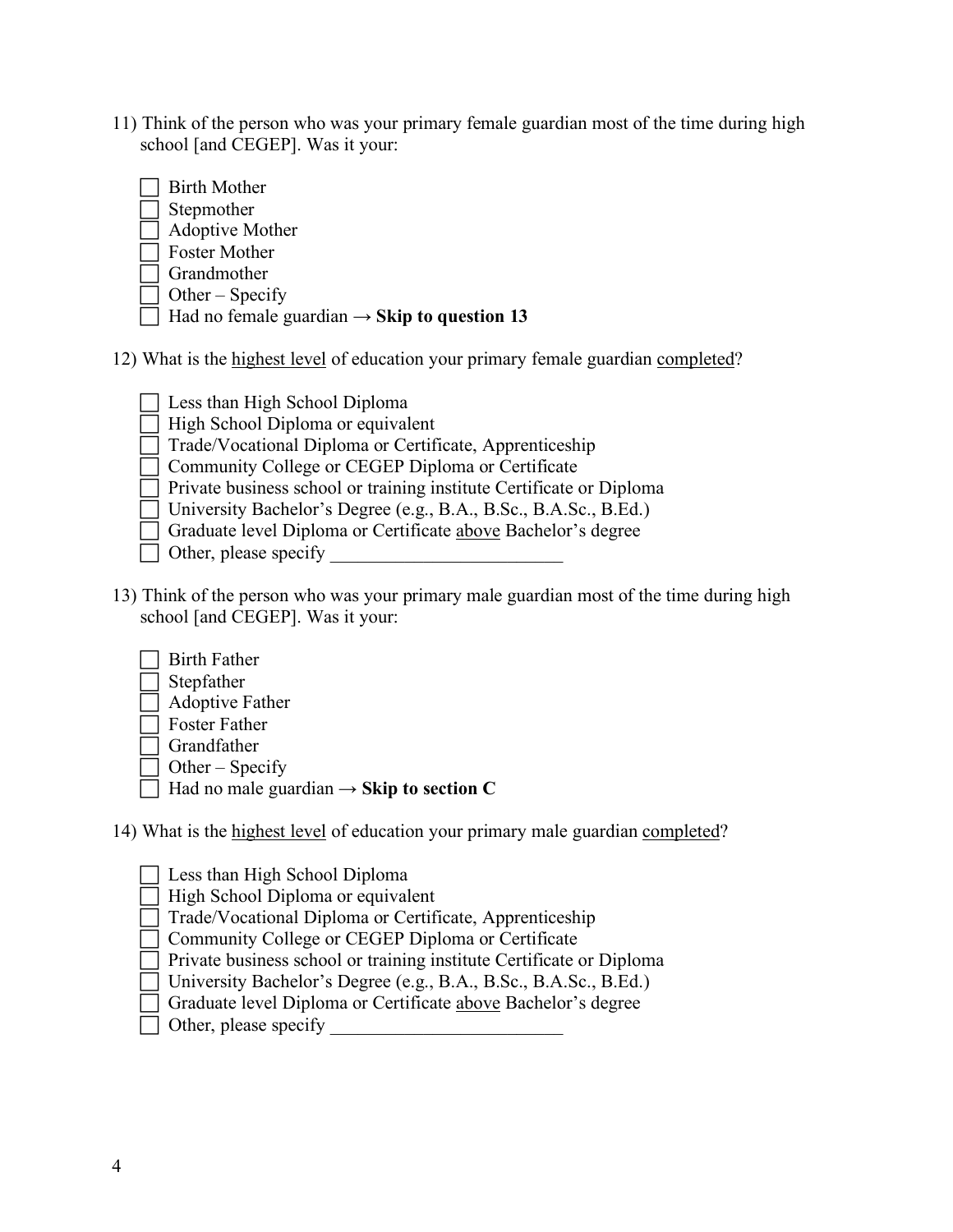11) Think of the person who was your primary female guardian most of the time during high school [and CEGEP]. Was it your:

- ☐ Birth Mother
- ☐ Stepmother
- ☐ Adoptive Mother
- ☐ Foster Mother
- ☐ Grandmother
- ☐ Other – Specify
- ☐ Had no female guardian → **Skip to question 13**

12) What is the highest level of education your primary female guardian completed?

- ☐ Less than High School Diploma
- ☐ High School Diploma or equivalent
- ☐ Trade/Vocational Diploma or Certificate, Apprenticeship
- ☐ Community College or CEGEP Diploma or Certificate
- ☐ Private business school or training institute Certificate or Diploma
- ☐ University Bachelor's Degree (e.g., B.A., B.Sc., B.A.Sc., B.Ed.)
- ☐ Graduate level Diploma or Certificate above Bachelor's degree
- ☐ Other, please specify ________________________

13) Think of the person who was your primary male guardian most of the time during high school [and CEGEP]. Was it your:

- ☐ Birth Father
- ☐ Stepfather
- ☐ Adoptive Father
- ☐ Foster Father
- ☐ Grandfather
- ☐ Other – Specify
- ☐ Had no male guardian → **Skip to section C**

14) What is the highest level of education your primary male guardian completed?

- ☐ Less than High School Diploma
- ☐ High School Diploma or equivalent
- ☐ Trade/Vocational Diploma or Certificate, Apprenticeship
- ☐ Community College or CEGEP Diploma or Certificate
- ☐ Private business school or training institute Certificate or Diploma
- ☐ University Bachelor's Degree (e.g., B.A., B.Sc., B.A.Sc., B.Ed.)
- ☐ Graduate level Diploma or Certificate above Bachelor's degree
- ☐ Other, please specify ________________________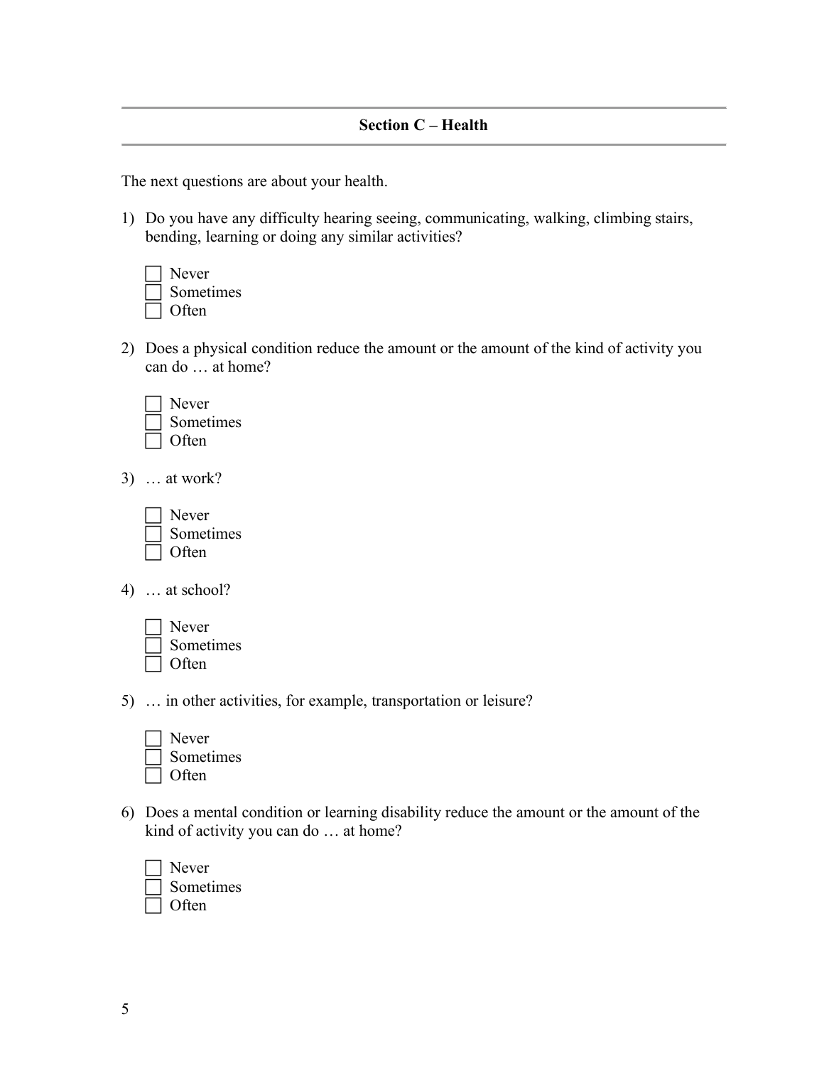## Section C – Health

The next questions are about your health.

1) Do you have any difficulty hearing seeing, communicating, walking, climbing stairs, bending, learning or doing any similar activities?

   ☐ Never
   ☐ Sometimes
   ☐ Often

2) Does a physical condition reduce the amount or the amount of the kind of activity you can do … at home?

   ☐ Never
   ☐ Sometimes
   ☐ Often

3) … at work?

   ☐ Never
   ☐ Sometimes
   ☐ Often

4) … at school?

   ☐ Never
   ☐ Sometimes
   ☐ Often

5) … in other activities, for example, transportation or leisure?

   ☐ Never
   ☐ Sometimes
   ☐ Often

6) Does a mental condition or learning disability reduce the amount or the amount of the kind of activity you can do … at home?

   ☐ Never
   ☐ Sometimes
   ☐ Often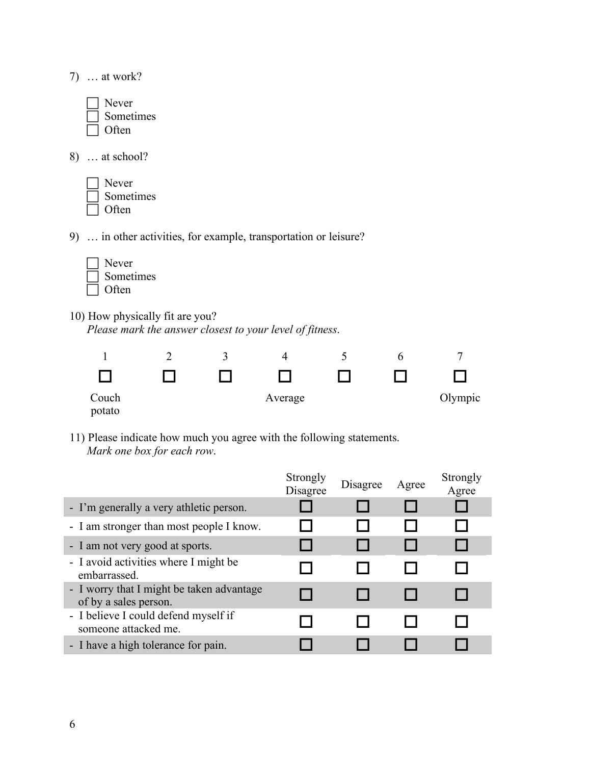7) … at work?

- ☐ Never
- ☐ Sometimes
- ☐ Often

8) … at school?

- ☐ Never
- ☐ Sometimes
- ☐ Often

9) … in other activities, for example, transportation or leisure?

- ☐ Never
- ☐ Sometimes
- ☐ Often

10) How physically fit are you?
*Please mark the answer closest to your level of fitness.*

| 1 | 2 | 3 | 4 | 5 | 6 | 7 |
|---|---|---|---|---|---|---|
| ☐ | ☐ | ☐ | ☐ | ☐ | ☐ | ☐ |
| Couch potato | | | Average | | | Olympic |

11) Please indicate how much you agree with the following statements.
*Mark one box for each row.*

| | Strongly Disagree | Disagree | Agree | Strongly Agree |
|---|---|---|---|---|
| - I'm generally a very athletic person. | ☐ | ☐ | ☐ | ☐ |
| - I am stronger than most people I know. | ☐ | ☐ | ☐ | ☐ |
| - I am not very good at sports. | ☐ | ☐ | ☐ | ☐ |
| - I avoid activities where I might be embarrassed. | ☐ | ☐ | ☐ | ☐ |
| - I worry that I might be taken advantage of by a sales person. | ☐ | ☐ | ☐ | ☐ |
| - I believe I could defend myself if someone attacked me. | ☐ | ☐ | ☐ | ☐ |
| - I have a high tolerance for pain. | ☐ | ☐ | ☐ | ☐ |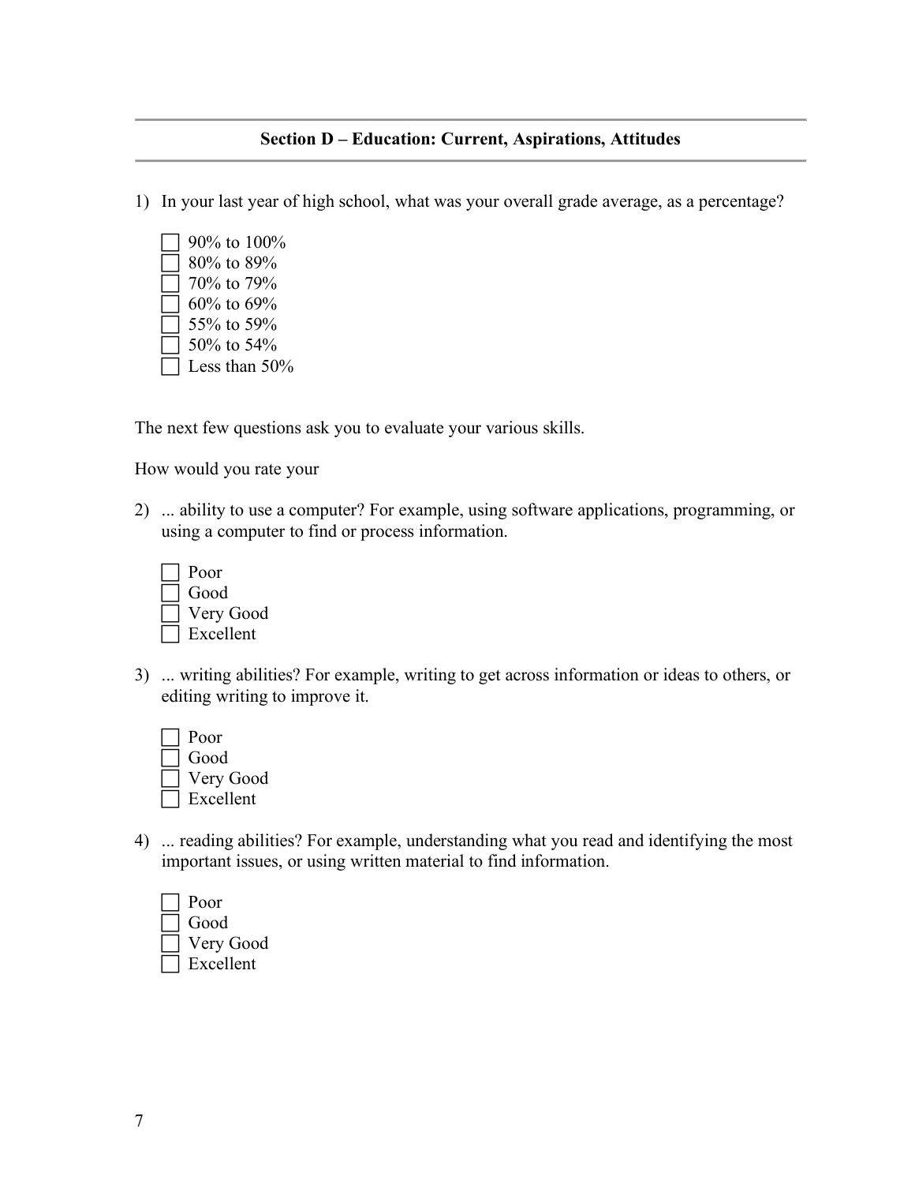## Section D – Education: Current, Aspirations, Attitudes

1) In your last year of high school, what was your overall grade average, as a percentage?

   - [ ] 90% to 100%
   - [ ] 80% to 89%
   - [ ] 70% to 79%
   - [ ] 60% to 69%
   - [ ] 55% to 59%
   - [ ] 50% to 54%
   - [ ] Less than 50%

The next few questions ask you to evaluate your various skills.

How would you rate your

2) ... ability to use a computer? For example, using software applications, programming, or using a computer to find or process information.

   - [ ] Poor
   - [ ] Good
   - [ ] Very Good
   - [ ] Excellent

3) ... writing abilities? For example, writing to get across information or ideas to others, or editing writing to improve it.

   - [ ] Poor
   - [ ] Good
   - [ ] Very Good
   - [ ] Excellent

4) ... reading abilities? For example, understanding what you read and identifying the most important issues, or using written material to find information.

   - [ ] Poor
   - [ ] Good
   - [ ] Very Good
   - [ ] Excellent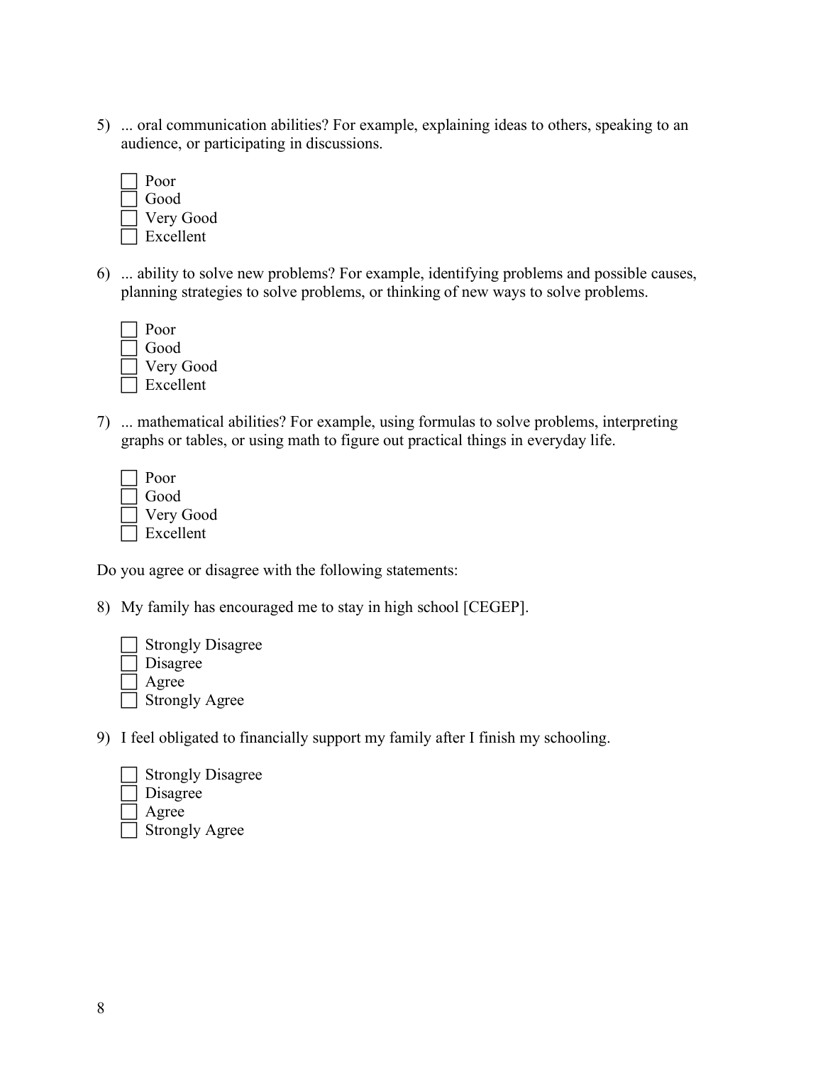5) ... oral communication abilities? For example, explaining ideas to others, speaking to an audience, or participating in discussions.

- [ ] Poor
- [ ] Good
- [ ] Very Good
- [ ] Excellent

6) ... ability to solve new problems? For example, identifying problems and possible causes, planning strategies to solve problems, or thinking of new ways to solve problems.

- [ ] Poor
- [ ] Good
- [ ] Very Good
- [ ] Excellent

7) ... mathematical abilities? For example, using formulas to solve problems, interpreting graphs or tables, or using math to figure out practical things in everyday life.

- [ ] Poor
- [ ] Good
- [ ] Very Good
- [ ] Excellent

Do you agree or disagree with the following statements:

8) My family has encouraged me to stay in high school [CEGEP].

- [ ] Strongly Disagree
- [ ] Disagree
- [ ] Agree
- [ ] Strongly Agree

9) I feel obligated to financially support my family after I finish my schooling.

- [ ] Strongly Disagree
- [ ] Disagree
- [ ] Agree
- [ ] Strongly Agree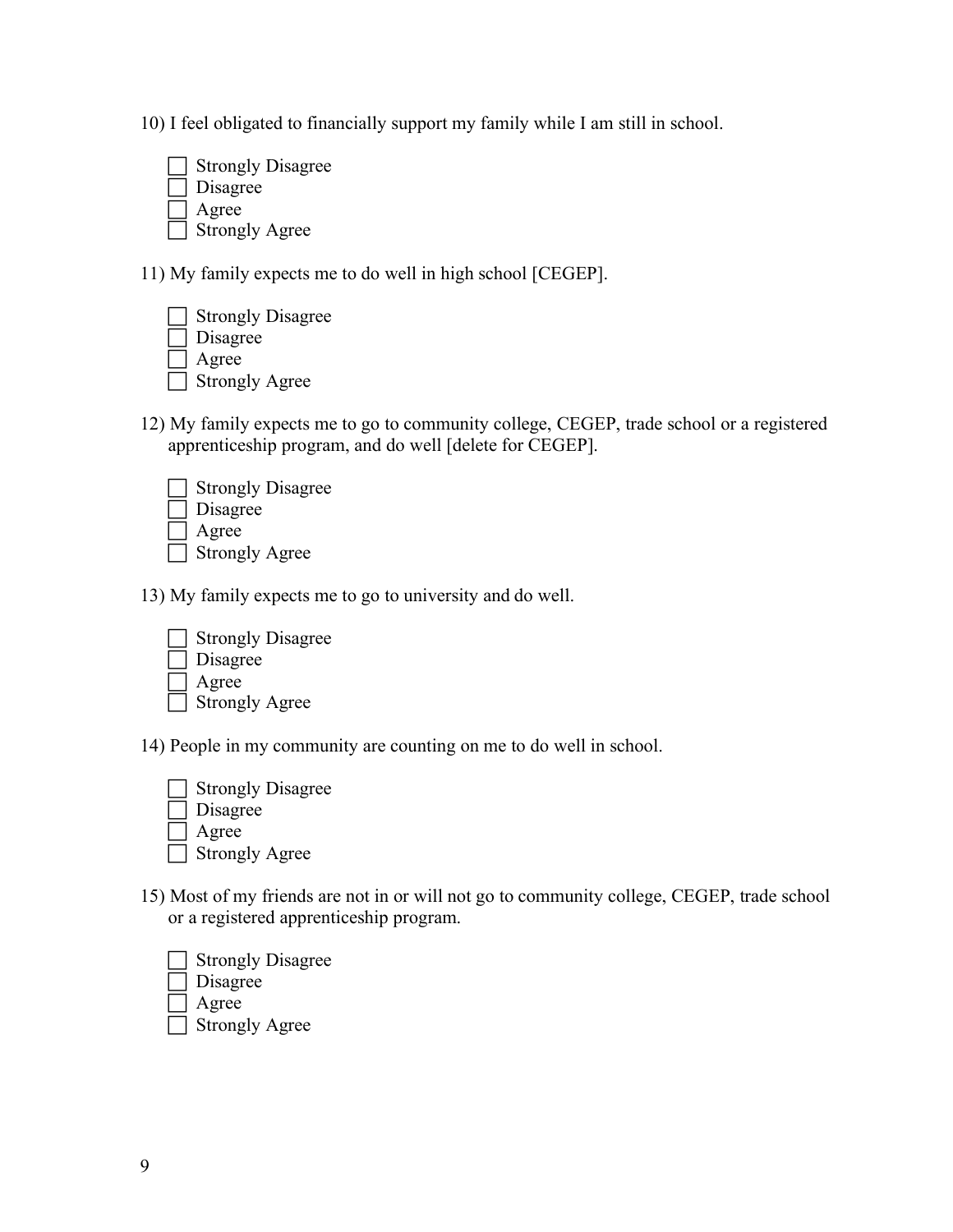10) I feel obligated to financially support my family while I am still in school.

- [ ] Strongly Disagree
- [ ] Disagree
- [ ] Agree
- [ ] Strongly Agree

11) My family expects me to do well in high school [CEGEP].

- [ ] Strongly Disagree
- [ ] Disagree
- [ ] Agree
- [ ] Strongly Agree

12) My family expects me to go to community college, CEGEP, trade school or a registered apprenticeship program, and do well [delete for CEGEP].

- [ ] Strongly Disagree
- [ ] Disagree
- [ ] Agree
- [ ] Strongly Agree

13) My family expects me to go to university and do well.

- [ ] Strongly Disagree
- [ ] Disagree
- [ ] Agree
- [ ] Strongly Agree

14) People in my community are counting on me to do well in school.

- [ ] Strongly Disagree
- [ ] Disagree
- [ ] Agree
- [ ] Strongly Agree

15) Most of my friends are not in or will not go to community college, CEGEP, trade school or a registered apprenticeship program.

- [ ] Strongly Disagree
- [ ] Disagree
- [ ] Agree
- [ ] Strongly Agree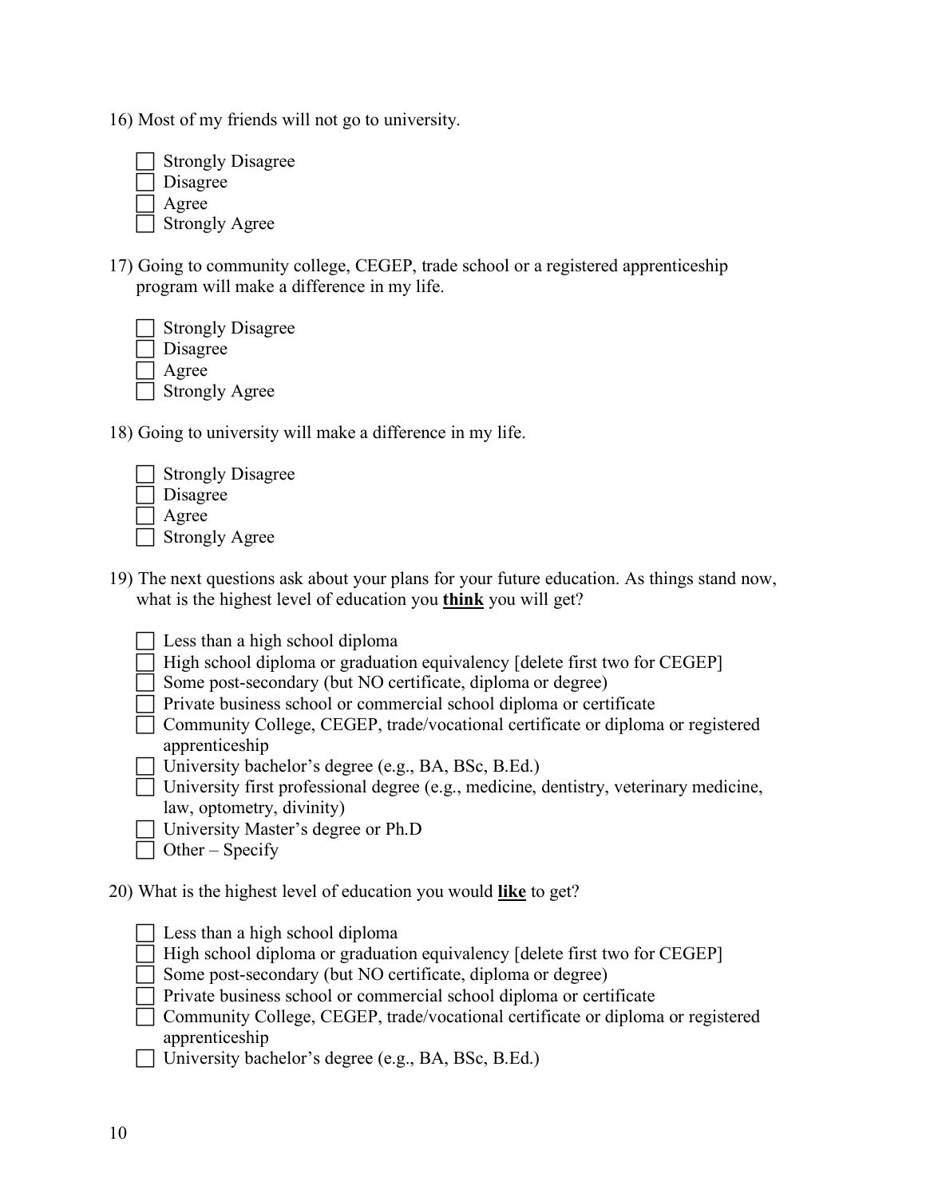16) Most of my friends will not go to university.

- ☐ Strongly Disagree
- ☐ Disagree
- ☐ Agree
- ☐ Strongly Agree

17) Going to community college, CEGEP, trade school or a registered apprenticeship program will make a difference in my life.

- ☐ Strongly Disagree
- ☐ Disagree
- ☐ Agree
- ☐ Strongly Agree

18) Going to university will make a difference in my life.

- ☐ Strongly Disagree
- ☐ Disagree
- ☐ Agree
- ☐ Strongly Agree

19) The next questions ask about your plans for your future education. As things stand now, what is the highest level of education you **think** you will get?

- ☐ Less than a high school diploma
- ☐ High school diploma or graduation equivalency [delete first two for CEGEP]
- ☐ Some post-secondary (but NO certificate, diploma or degree)
- ☐ Private business school or commercial school diploma or certificate
- ☐ Community College, CEGEP, trade/vocational certificate or diploma or registered apprenticeship
- ☐ University bachelor's degree (e.g., BA, BSc, B.Ed.)
- ☐ University first professional degree (e.g., medicine, dentistry, veterinary medicine, law, optometry, divinity)
- ☐ University Master's degree or Ph.D
- ☐ Other – Specify

20) What is the highest level of education you would **like** to get?

- ☐ Less than a high school diploma
- ☐ High school diploma or graduation equivalency [delete first two for CEGEP]
- ☐ Some post-secondary (but NO certificate, diploma or degree)
- ☐ Private business school or commercial school diploma or certificate
- ☐ Community College, CEGEP, trade/vocational certificate or diploma or registered apprenticeship
- ☐ University bachelor's degree (e.g., BA, BSc, B.Ed.)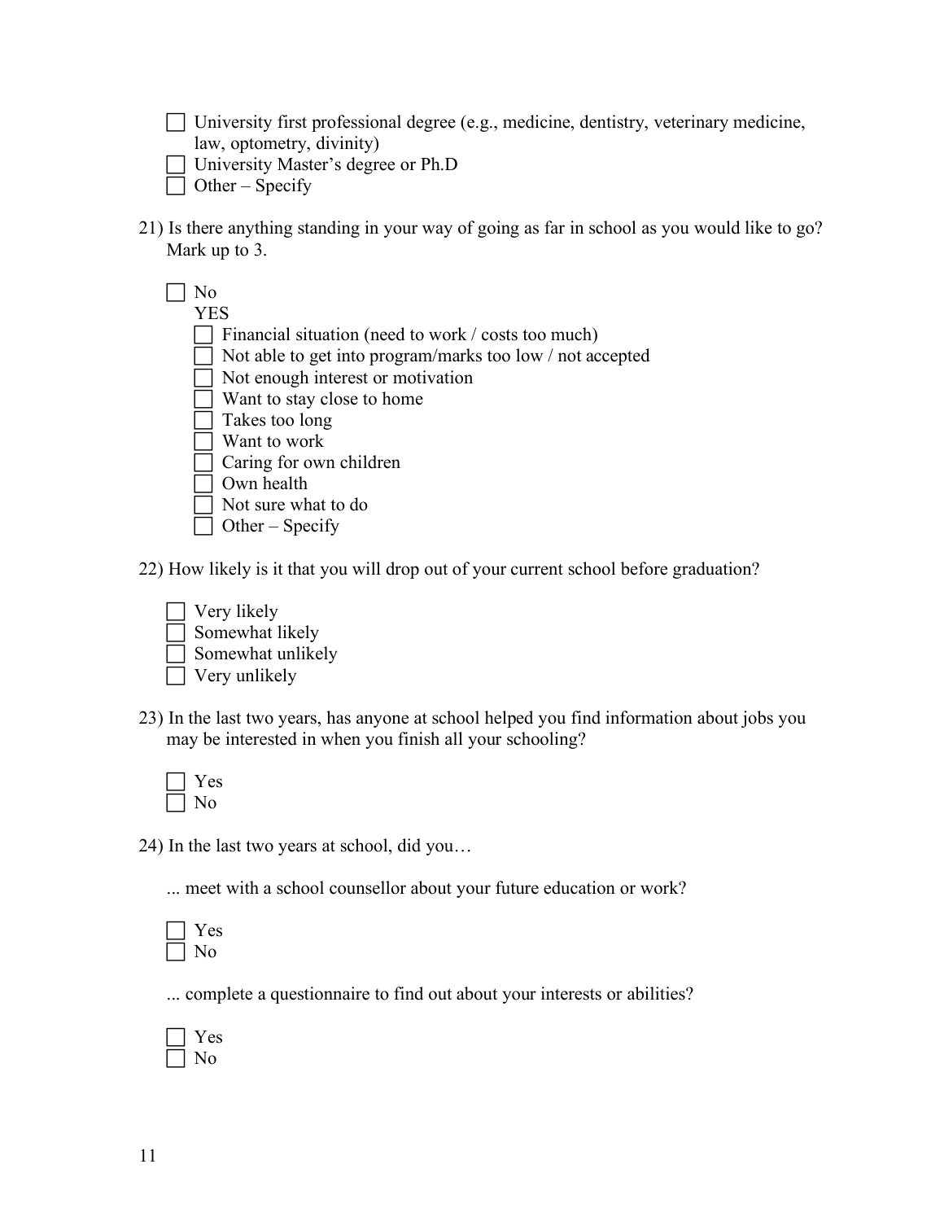- ☐ University first professional degree (e.g., medicine, dentistry, veterinary medicine, law, optometry, divinity)
- ☐ University Master's degree or Ph.D
- ☐ Other – Specify

21) Is there anything standing in your way of going as far in school as you would like to go? Mark up to 3.

- ☐ No
- YES
  - ☐ Financial situation (need to work / costs too much)
  - ☐ Not able to get into program/marks too low / not accepted
  - ☐ Not enough interest or motivation
  - ☐ Want to stay close to home
  - ☐ Takes too long
  - ☐ Want to work
  - ☐ Caring for own children
  - ☐ Own health
  - ☐ Not sure what to do
  - ☐ Other – Specify

22) How likely is it that you will drop out of your current school before graduation?

- ☐ Very likely
- ☐ Somewhat likely
- ☐ Somewhat unlikely
- ☐ Very unlikely

23) In the last two years, has anyone at school helped you find information about jobs you may be interested in when you finish all your schooling?

- ☐ Yes
- ☐ No

24) In the last two years at school, did you…

... meet with a school counsellor about your future education or work?

- ☐ Yes
- ☐ No

... complete a questionnaire to find out about your interests or abilities?

- ☐ Yes
- ☐ No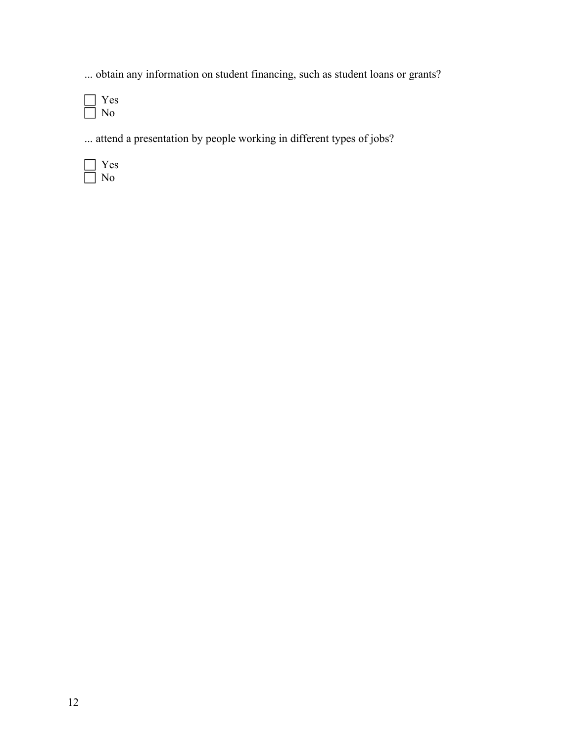... obtain any information on student financing, such as student loans or grants?

☐ Yes
☐ No

... attend a presentation by people working in different types of jobs?

☐ Yes
☐ No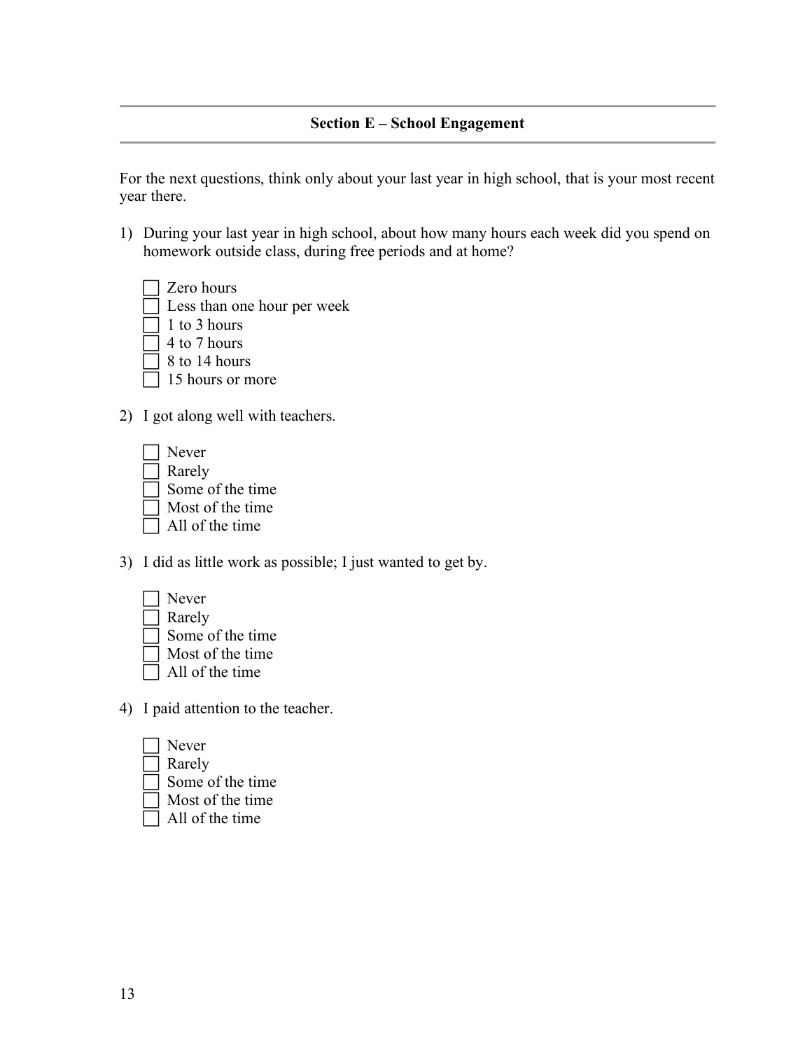## Section E – School Engagement

For the next questions, think only about your last year in high school, that is your most recent year there.

1) During your last year in high school, about how many hours each week did you spend on homework outside class, during free periods and at home?

   - [ ] Zero hours
   - [ ] Less than one hour per week
   - [ ] 1 to 3 hours
   - [ ] 4 to 7 hours
   - [ ] 8 to 14 hours
   - [ ] 15 hours or more

2) I got along well with teachers.

   - [ ] Never
   - [ ] Rarely
   - [ ] Some of the time
   - [ ] Most of the time
   - [ ] All of the time

3) I did as little work as possible; I just wanted to get by.

   - [ ] Never
   - [ ] Rarely
   - [ ] Some of the time
   - [ ] Most of the time
   - [ ] All of the time

4) I paid attention to the teacher.

   - [ ] Never
   - [ ] Rarely
   - [ ] Some of the time
   - [ ] Most of the time
   - [ ] All of the time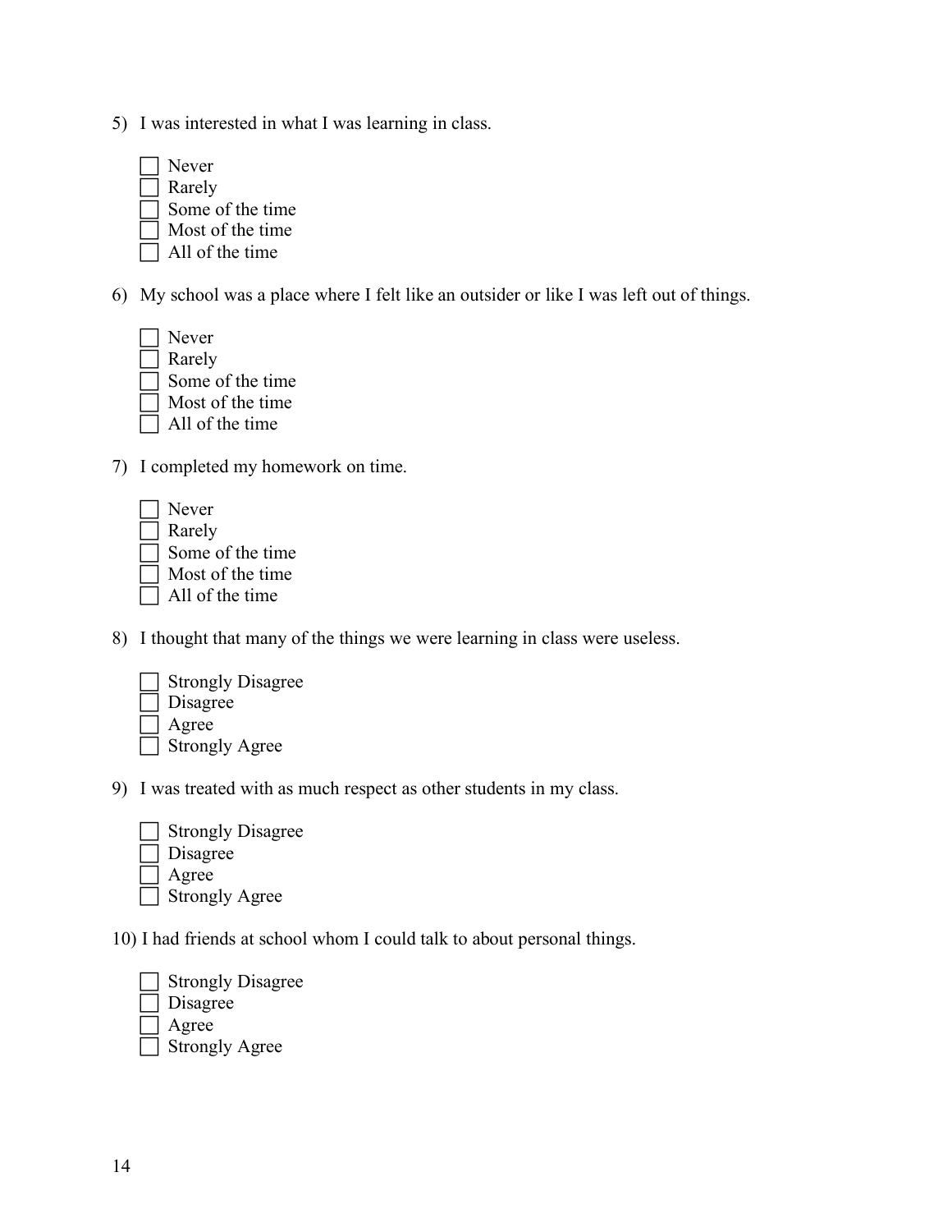5) I was interested in what I was learning in class.

- [ ] Never
- [ ] Rarely
- [ ] Some of the time
- [ ] Most of the time
- [ ] All of the time

6) My school was a place where I felt like an outsider or like I was left out of things.

- [ ] Never
- [ ] Rarely
- [ ] Some of the time
- [ ] Most of the time
- [ ] All of the time

7) I completed my homework on time.

- [ ] Never
- [ ] Rarely
- [ ] Some of the time
- [ ] Most of the time
- [ ] All of the time

8) I thought that many of the things we were learning in class were useless.

- [ ] Strongly Disagree
- [ ] Disagree
- [ ] Agree
- [ ] Strongly Agree

9) I was treated with as much respect as other students in my class.

- [ ] Strongly Disagree
- [ ] Disagree
- [ ] Agree
- [ ] Strongly Agree

10) I had friends at school whom I could talk to about personal things.

- [ ] Strongly Disagree
- [ ] Disagree
- [ ] Agree
- [ ] Strongly Agree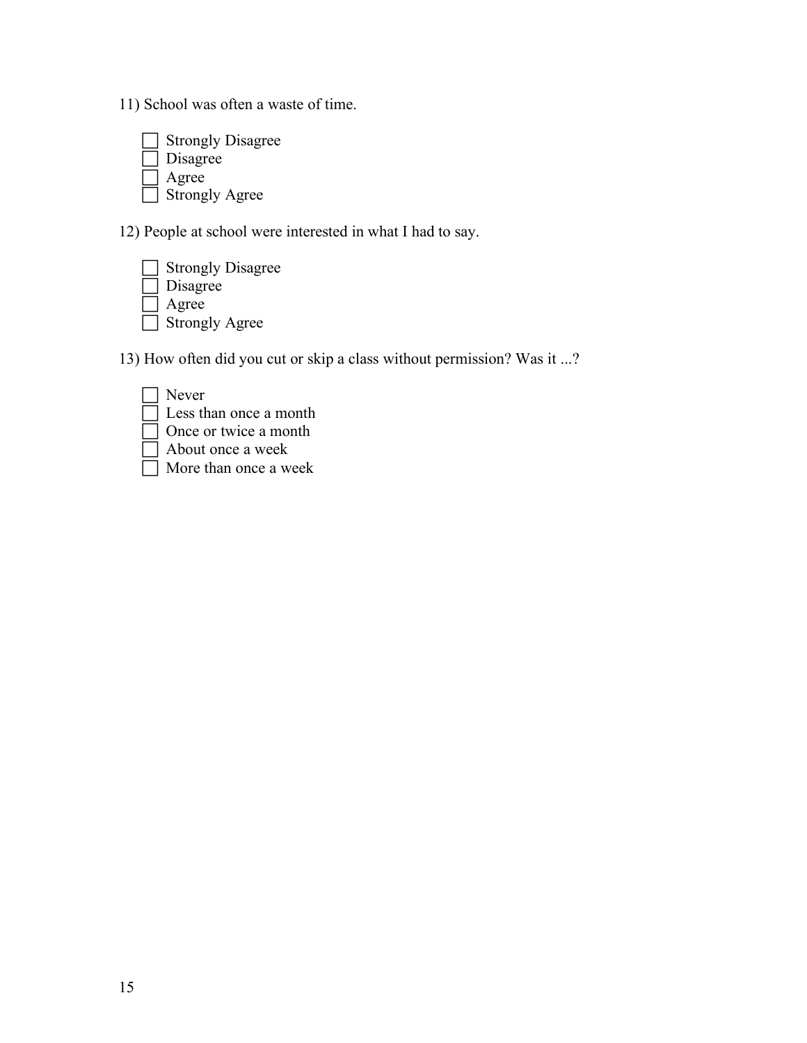11) School was often a waste of time.

- [ ] Strongly Disagree
- [ ] Disagree
- [ ] Agree
- [ ] Strongly Agree

12) People at school were interested in what I had to say.

- [ ] Strongly Disagree
- [ ] Disagree
- [ ] Agree
- [ ] Strongly Agree

13) How often did you cut or skip a class without permission? Was it ...?

- [ ] Never
- [ ] Less than once a month
- [ ] Once or twice a month
- [ ] About once a week
- [ ] More than once a week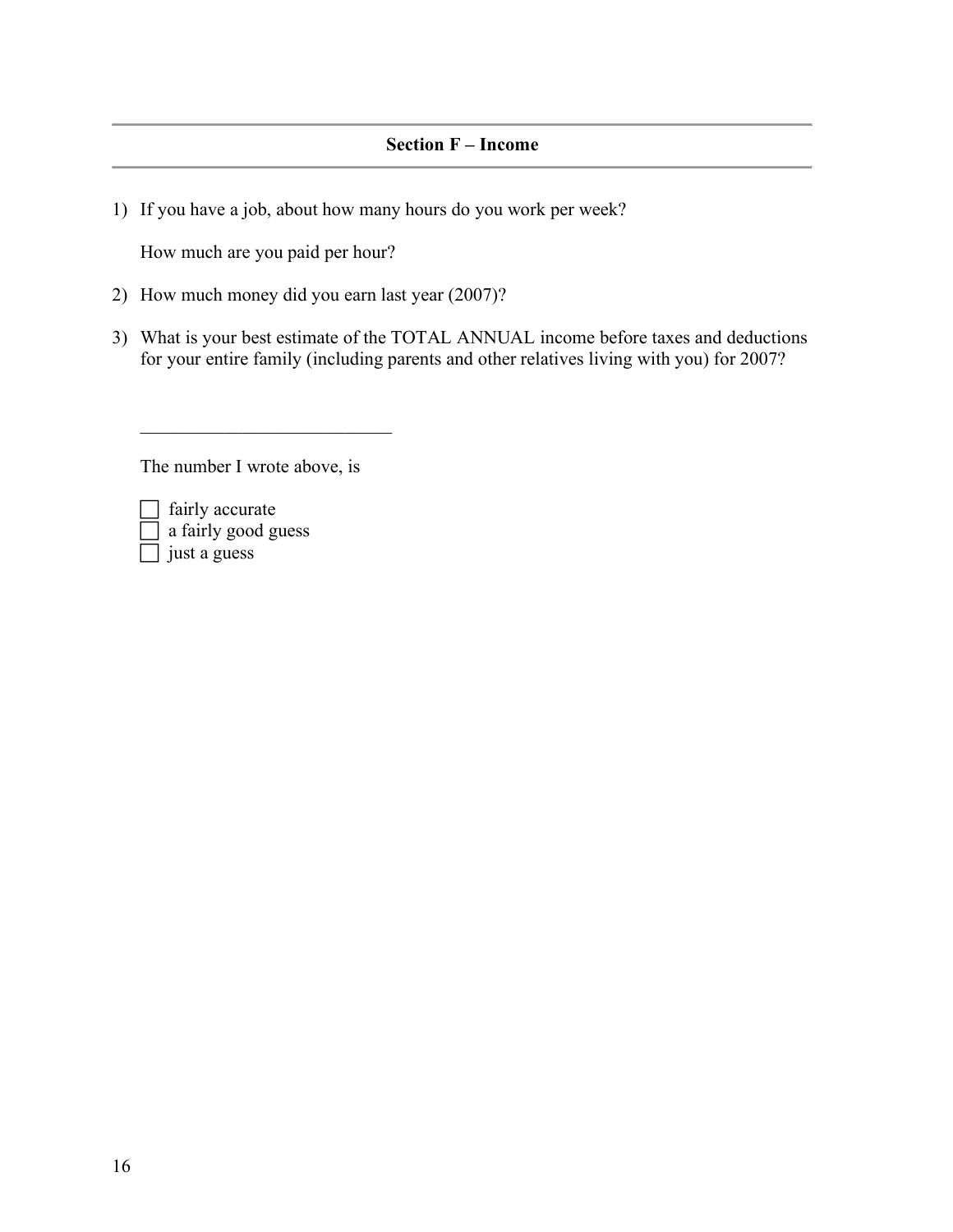## Section F – Income

1) If you have a job, about how many hours do you work per week?

   How much are you paid per hour?

2) How much money did you earn last year (2007)?

3) What is your best estimate of the TOTAL ANNUAL income before taxes and deductions for your entire family (including parents and other relatives living with you) for 2007?

   ___________________________

   The number I wrote above, is

   ☐ fairly accurate
   ☐ a fairly good guess
   ☐ just a guess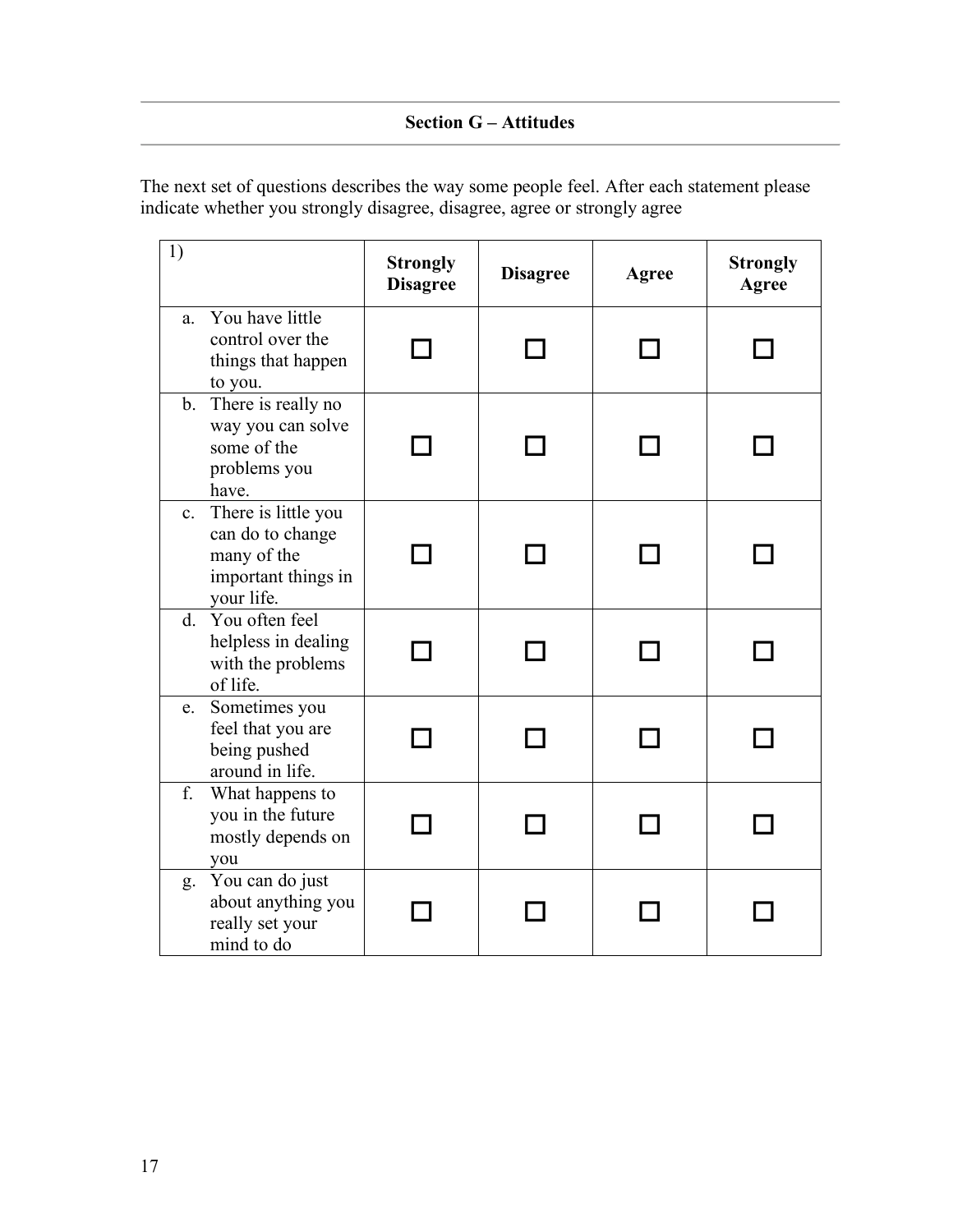## Section G – Attitudes

The next set of questions describes the way some people feel. After each statement please indicate whether you strongly disagree, disagree, agree or strongly agree

| 1) | Strongly Disagree | Disagree | Agree | Strongly Agree |
|---|---|---|---|---|
| a. You have little control over the things that happen to you. | ☐ | ☐ | ☐ | ☐ |
| b. There is really no way you can solve some of the problems you have. | ☐ | ☐ | ☐ | ☐ |
| c. There is little you can do to change many of the important things in your life. | ☐ | ☐ | ☐ | ☐ |
| d. You often feel helpless in dealing with the problems of life. | ☐ | ☐ | ☐ | ☐ |
| e. Sometimes you feel that you are being pushed around in life. | ☐ | ☐ | ☐ | ☐ |
| f. What happens to you in the future mostly depends on you | ☐ | ☐ | ☐ | ☐ |
| g. You can do just about anything you really set your mind to do | ☐ | ☐ | ☐ | ☐ |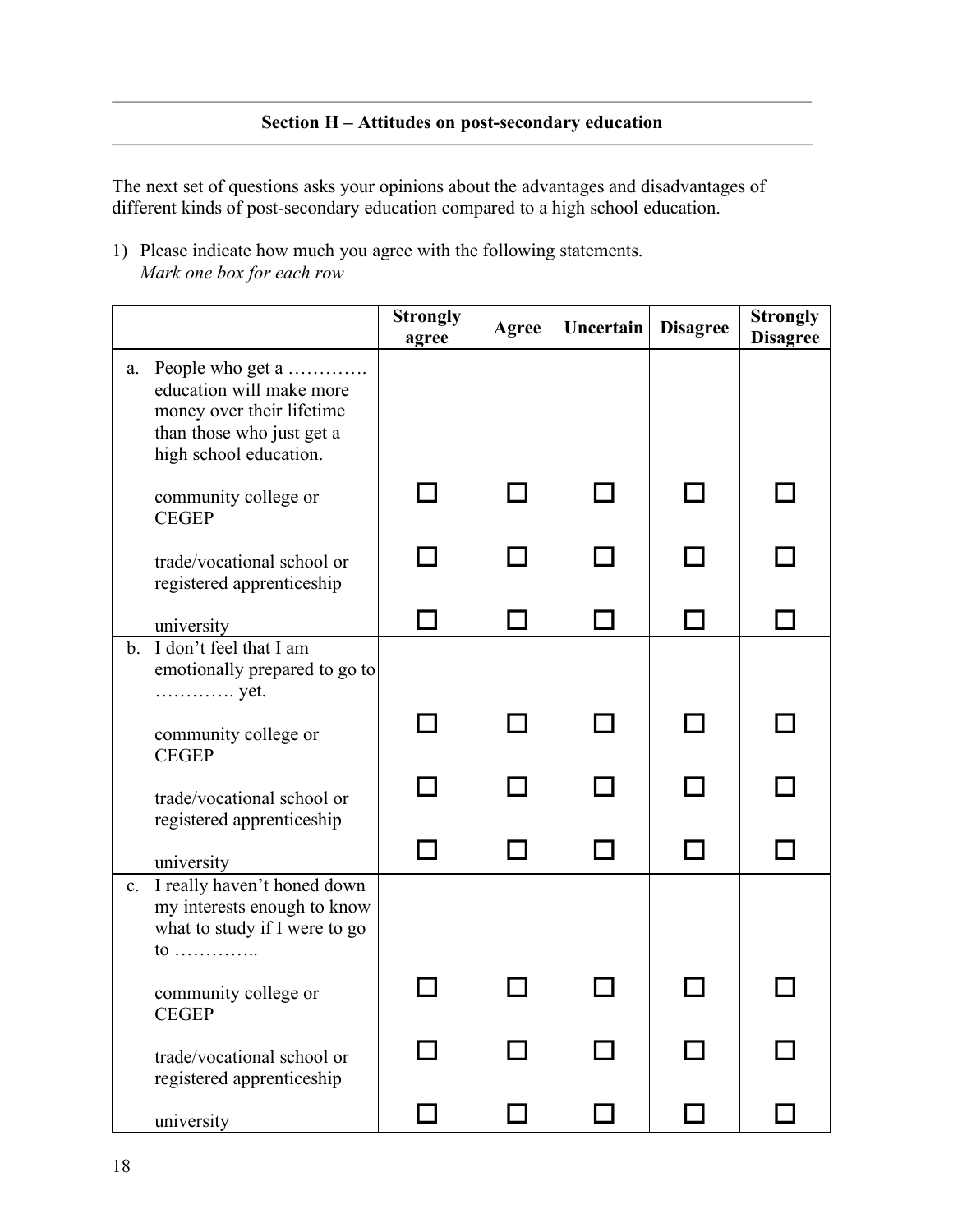## Section H – Attitudes on post-secondary education

The next set of questions asks your opinions about the advantages and disadvantages of different kinds of post-secondary education compared to a high school education.

1) Please indicate how much you agree with the following statements.
   *Mark one box for each row*

| | Strongly agree | Agree | Uncertain | Disagree | Strongly Disagree |
|---|---|---|---|---|---|
| a. People who get a …………. education will make more money over their lifetime than those who just get a high school education. | | | | | |
| community college or CEGEP | ☐ | ☐ | ☐ | ☐ | ☐ |
| trade/vocational school or registered apprenticeship | ☐ | ☐ | ☐ | ☐ | ☐ |
| university | ☐ | ☐ | ☐ | ☐ | ☐ |
| b. I don't feel that I am emotionally prepared to go to …………. yet. | | | | | |
| community college or CEGEP | ☐ | ☐ | ☐ | ☐ | ☐ |
| trade/vocational school or registered apprenticeship | ☐ | ☐ | ☐ | ☐ | ☐ |
| university | ☐ | ☐ | ☐ | ☐ | ☐ |
| c. I really haven't honed down my interests enough to know what to study if I were to go to ………….. | | | | | |
| community college or CEGEP | ☐ | ☐ | ☐ | ☐ | ☐ |
| trade/vocational school or registered apprenticeship | ☐ | ☐ | ☐ | ☐ | ☐ |
| university | ☐ | ☐ | ☐ | ☐ | ☐ |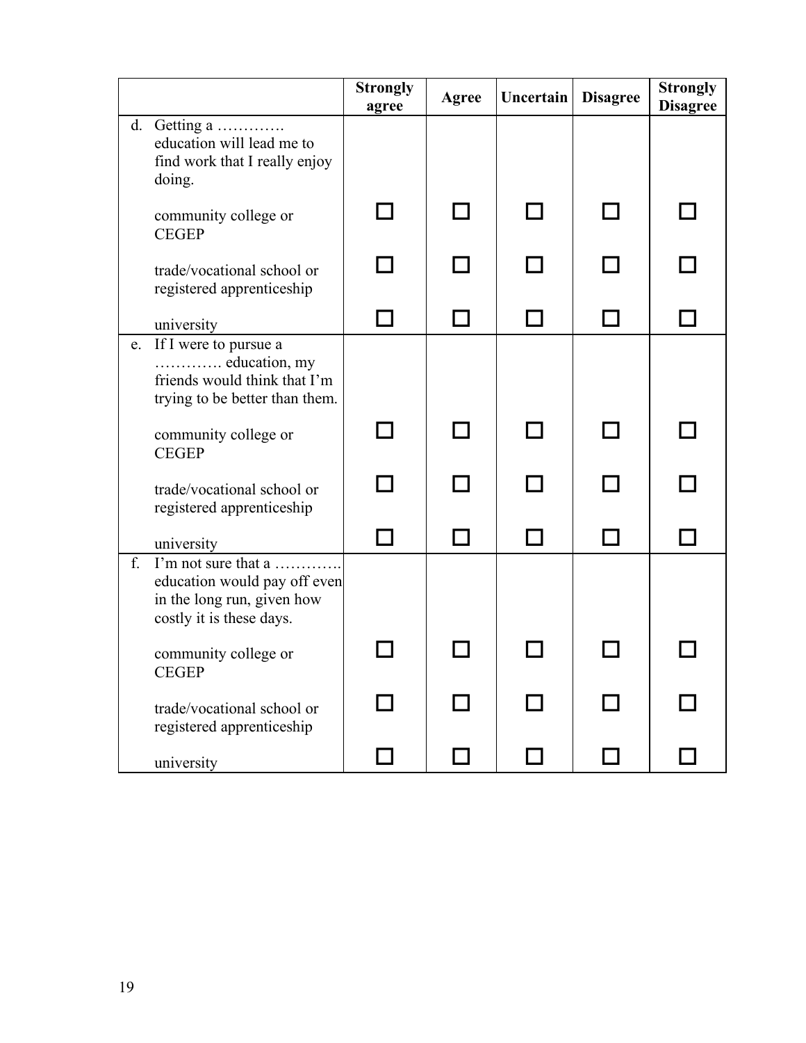| | Strongly agree | Agree | Uncertain | Disagree | Strongly Disagree |
|---|---|---|---|---|---|
| d. Getting a …………. education will lead me to find work that I really enjoy doing. | | | | | |
| community college or CEGEP | ☐ | ☐ | ☐ | ☐ | ☐ |
| trade/vocational school or registered apprenticeship | ☐ | ☐ | ☐ | ☐ | ☐ |
| university | ☐ | ☐ | ☐ | ☐ | ☐ |
| e. If I were to pursue a …………. education, my friends would think that I'm trying to be better than them. | | | | | |
| community college or CEGEP | ☐ | ☐ | ☐ | ☐ | ☐ |
| trade/vocational school or registered apprenticeship | ☐ | ☐ | ☐ | ☐ | ☐ |
| university | ☐ | ☐ | ☐ | ☐ | ☐ |
| f. I'm not sure that a …………. education would pay off even in the long run, given how costly it is these days. | | | | | |
| community college or CEGEP | ☐ | ☐ | ☐ | ☐ | ☐ |
| trade/vocational school or registered apprenticeship | ☐ | ☐ | ☐ | ☐ | ☐ |
| university | ☐ | ☐ | ☐ | ☐ | ☐ |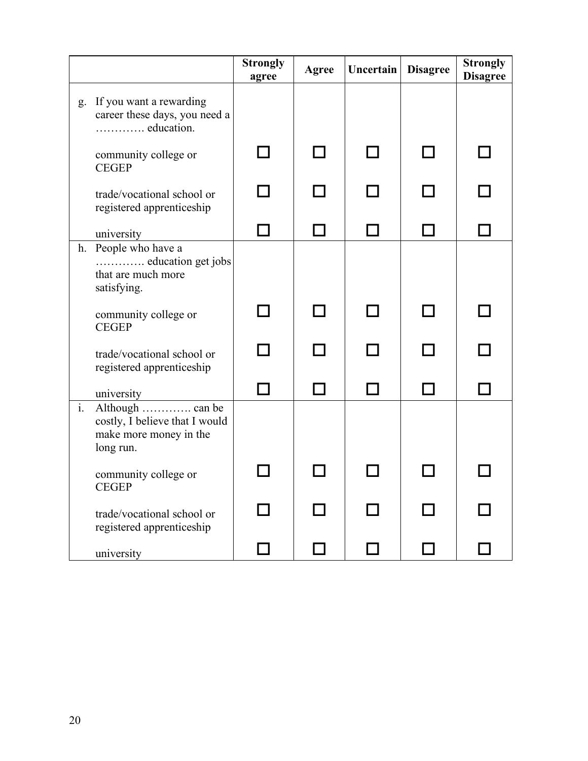| | Strongly agree | Agree | Uncertain | Disagree | Strongly Disagree |
|---|---|---|---|---|---|
| g. If you want a rewarding career these days, you need a …………. education. | | | | | |
| community college or CEGEP | ☐ | ☐ | ☐ | ☐ | ☐ |
| trade/vocational school or registered apprenticeship | ☐ | ☐ | ☐ | ☐ | ☐ |
| university | ☐ | ☐ | ☐ | ☐ | ☐ |
| h. People who have a …………. education get jobs that are much more satisfying. | | | | | |
| community college or CEGEP | ☐ | ☐ | ☐ | ☐ | ☐ |
| trade/vocational school or registered apprenticeship | ☐ | ☐ | ☐ | ☐ | ☐ |
| university | ☐ | ☐ | ☐ | ☐ | ☐ |
| i. Although …………. can be costly, I believe that I would make more money in the long run. | | | | | |
| community college or CEGEP | ☐ | ☐ | ☐ | ☐ | ☐ |
| trade/vocational school or registered apprenticeship | ☐ | ☐ | ☐ | ☐ | ☐ |
| university | ☐ | ☐ | ☐ | ☐ | ☐ |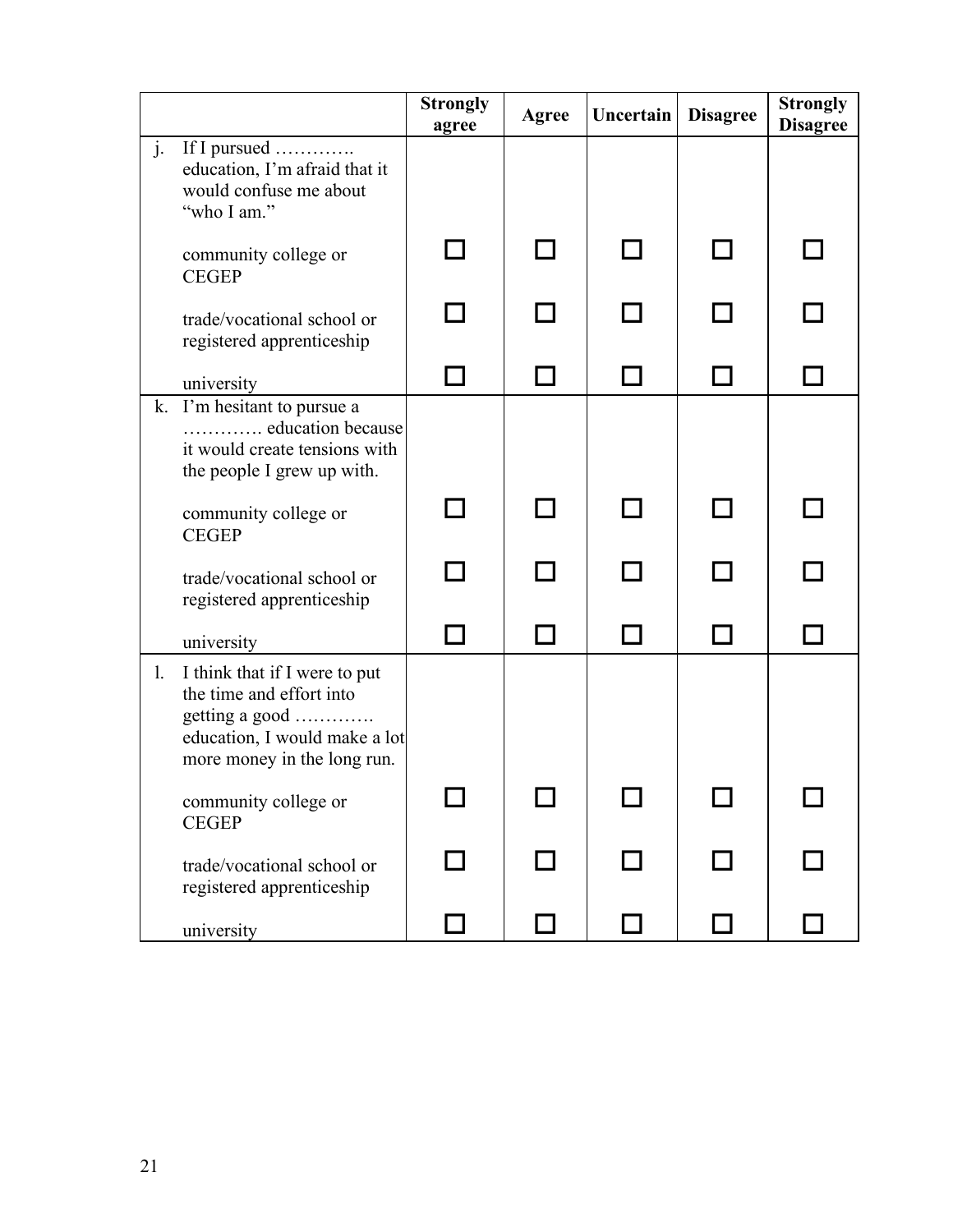| | Strongly agree | Agree | Uncertain | Disagree | Strongly Disagree |
|---|---|---|---|---|---|
| j. If I pursued ………… education, I'm afraid that it would confuse me about "who I am." | | | | | |
| community college or CEGEP | ☐ | ☐ | ☐ | ☐ | ☐ |
| trade/vocational school or registered apprenticeship | ☐ | ☐ | ☐ | ☐ | ☐ |
| university | ☐ | ☐ | ☐ | ☐ | ☐ |
| k. I'm hesitant to pursue a ………… education because it would create tensions with the people I grew up with. | | | | | |
| community college or CEGEP | ☐ | ☐ | ☐ | ☐ | ☐ |
| trade/vocational school or registered apprenticeship | ☐ | ☐ | ☐ | ☐ | ☐ |
| university | ☐ | ☐ | ☐ | ☐ | ☐ |
| l. I think that if I were to put the time and effort into getting a good ………… education, I would make a lot more money in the long run. | | | | | |
| community college or CEGEP | ☐ | ☐ | ☐ | ☐ | ☐ |
| trade/vocational school or registered apprenticeship | ☐ | ☐ | ☐ | ☐ | ☐ |
| university | ☐ | ☐ | ☐ | ☐ | ☐ |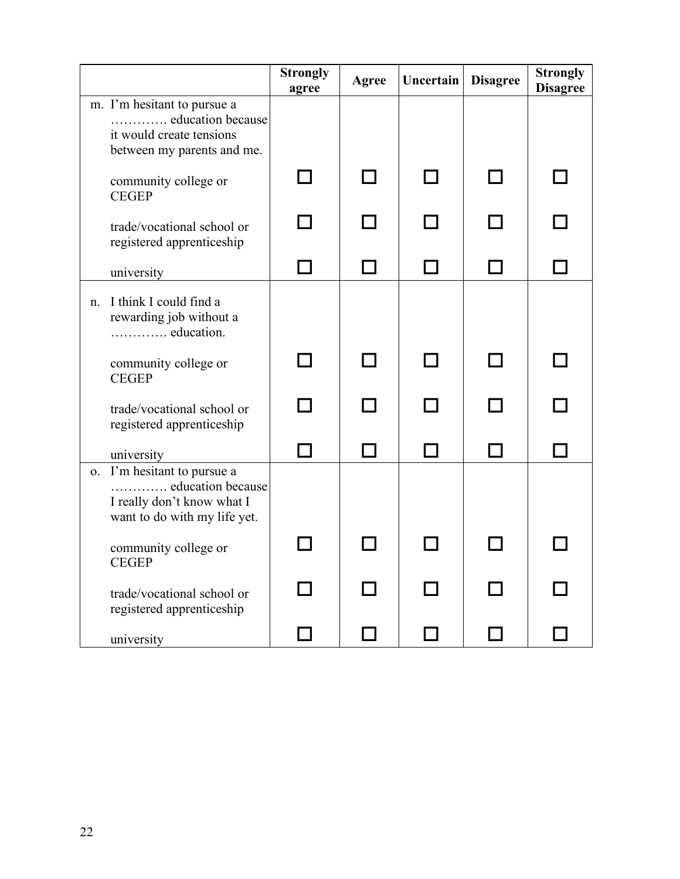| | Strongly agree | Agree | Uncertain | Disagree | Strongly Disagree |
|---|---|---|---|---|---|
| m. I'm hesitant to pursue a …………. education because it would create tensions between my parents and me. | | | | | |
| community college or CEGEP | ☐ | ☐ | ☐ | ☐ | ☐ |
| trade/vocational school or registered apprenticeship | ☐ | ☐ | ☐ | ☐ | ☐ |
| university | ☐ | ☐ | ☐ | ☐ | ☐ |
| n. I think I could find a rewarding job without a …………. education. | | | | | |
| community college or CEGEP | ☐ | ☐ | ☐ | ☐ | ☐ |
| trade/vocational school or registered apprenticeship | ☐ | ☐ | ☐ | ☐ | ☐ |
| university | ☐ | ☐ | ☐ | ☐ | ☐ |
| o. I'm hesitant to pursue a …………. education because I really don't know what I want to do with my life yet. | | | | | |
| community college or CEGEP | ☐ | ☐ | ☐ | ☐ | ☐ |
| trade/vocational school or registered apprenticeship | ☐ | ☐ | ☐ | ☐ | ☐ |
| university | ☐ | ☐ | ☐ | ☐ | ☐ |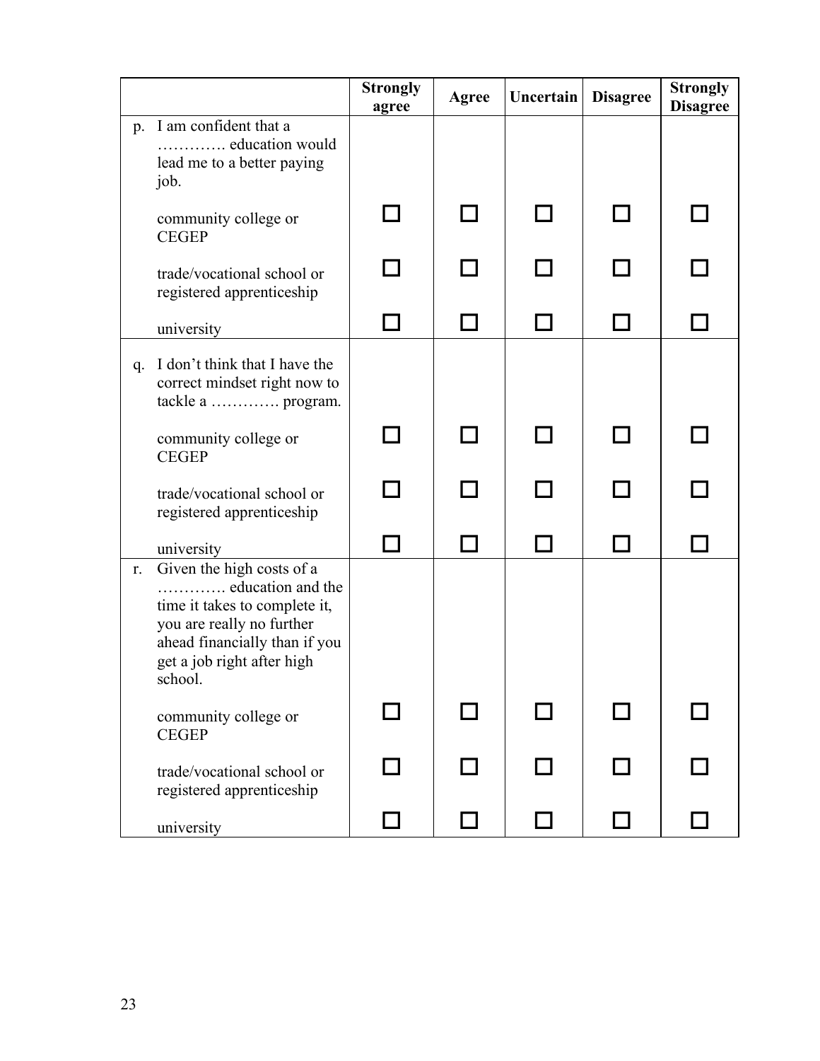| | Strongly agree | Agree | Uncertain | Disagree | Strongly Disagree |
|---|---|---|---|---|---|
| p. I am confident that a …………. education would lead me to a better paying job. | | | | | |
| community college or CEGEP | ☐ | ☐ | ☐ | ☐ | ☐ |
| trade/vocational school or registered apprenticeship | ☐ | ☐ | ☐ | ☐ | ☐ |
| university | ☐ | ☐ | ☐ | ☐ | ☐ |
| q. I don't think that I have the correct mindset right now to tackle a …………. program. | | | | | |
| community college or CEGEP | ☐ | ☐ | ☐ | ☐ | ☐ |
| trade/vocational school or registered apprenticeship | ☐ | ☐ | ☐ | ☐ | ☐ |
| university | ☐ | ☐ | ☐ | ☐ | ☐ |
| r. Given the high costs of a …………. education and the time it takes to complete it, you are really no further ahead financially than if you get a job right after high school. | | | | | |
| community college or CEGEP | ☐ | ☐ | ☐ | ☐ | ☐ |
| trade/vocational school or registered apprenticeship | ☐ | ☐ | ☐ | ☐ | ☐ |
| university | ☐ | ☐ | ☐ | ☐ | ☐ |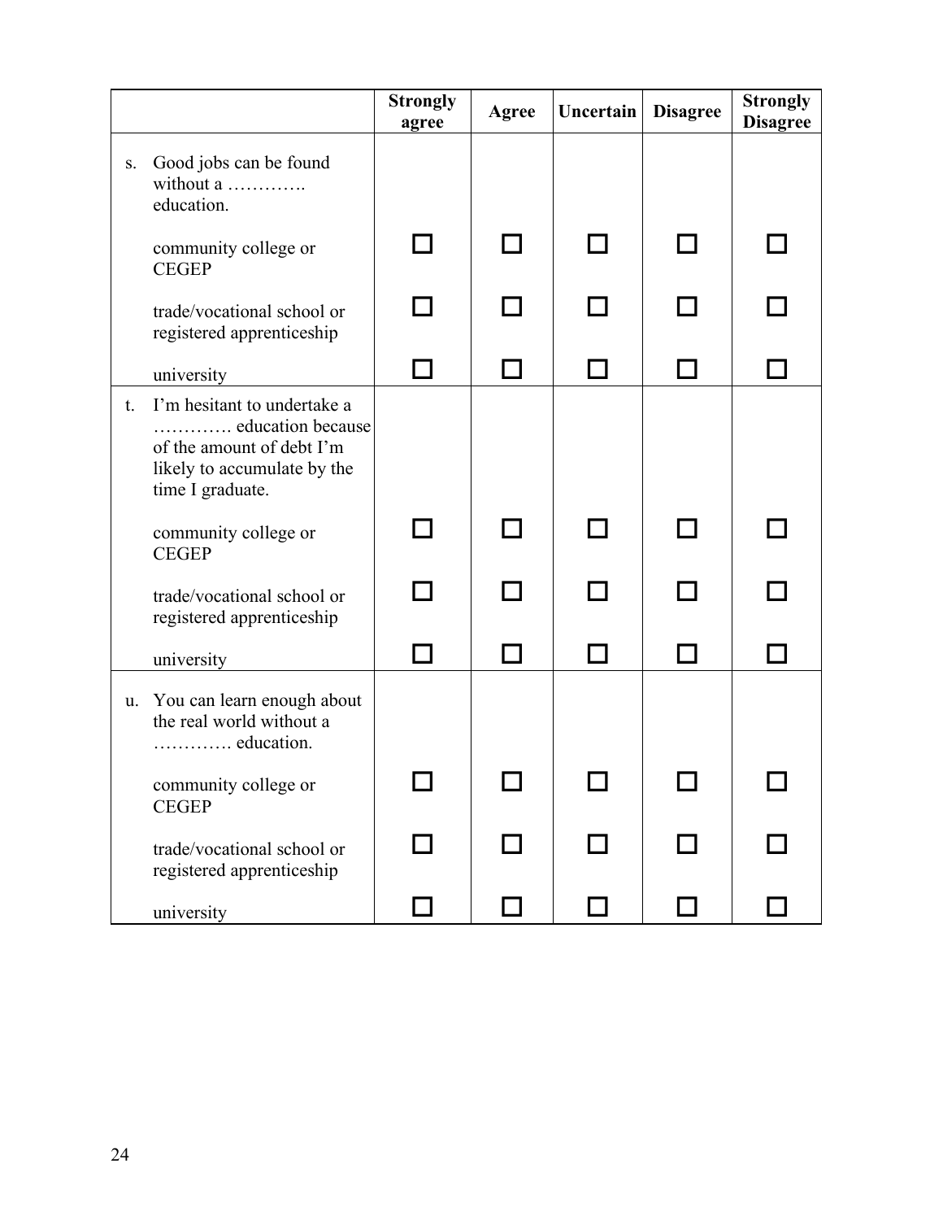| | Strongly agree | Agree | Uncertain | Disagree | Strongly Disagree |
|---|---|---|---|---|---|
| s. Good jobs can be found without a …………. education. | | | | | |
| community college or CEGEP | ☐ | ☐ | ☐ | ☐ | ☐ |
| trade/vocational school or registered apprenticeship | ☐ | ☐ | ☐ | ☐ | ☐ |
| university | ☐ | ☐ | ☐ | ☐ | ☐ |
| t. I'm hesitant to undertake a …………. education because of the amount of debt I'm likely to accumulate by the time I graduate. | | | | | |
| community college or CEGEP | ☐ | ☐ | ☐ | ☐ | ☐ |
| trade/vocational school or registered apprenticeship | ☐ | ☐ | ☐ | ☐ | ☐ |
| university | ☐ | ☐ | ☐ | ☐ | ☐ |
| u. You can learn enough about the real world without a …………. education. | | | | | |
| community college or CEGEP | ☐ | ☐ | ☐ | ☐ | ☐ |
| trade/vocational school or registered apprenticeship | ☐ | ☐ | ☐ | ☐ | ☐ |
| university | ☐ | ☐ | ☐ | ☐ | ☐ |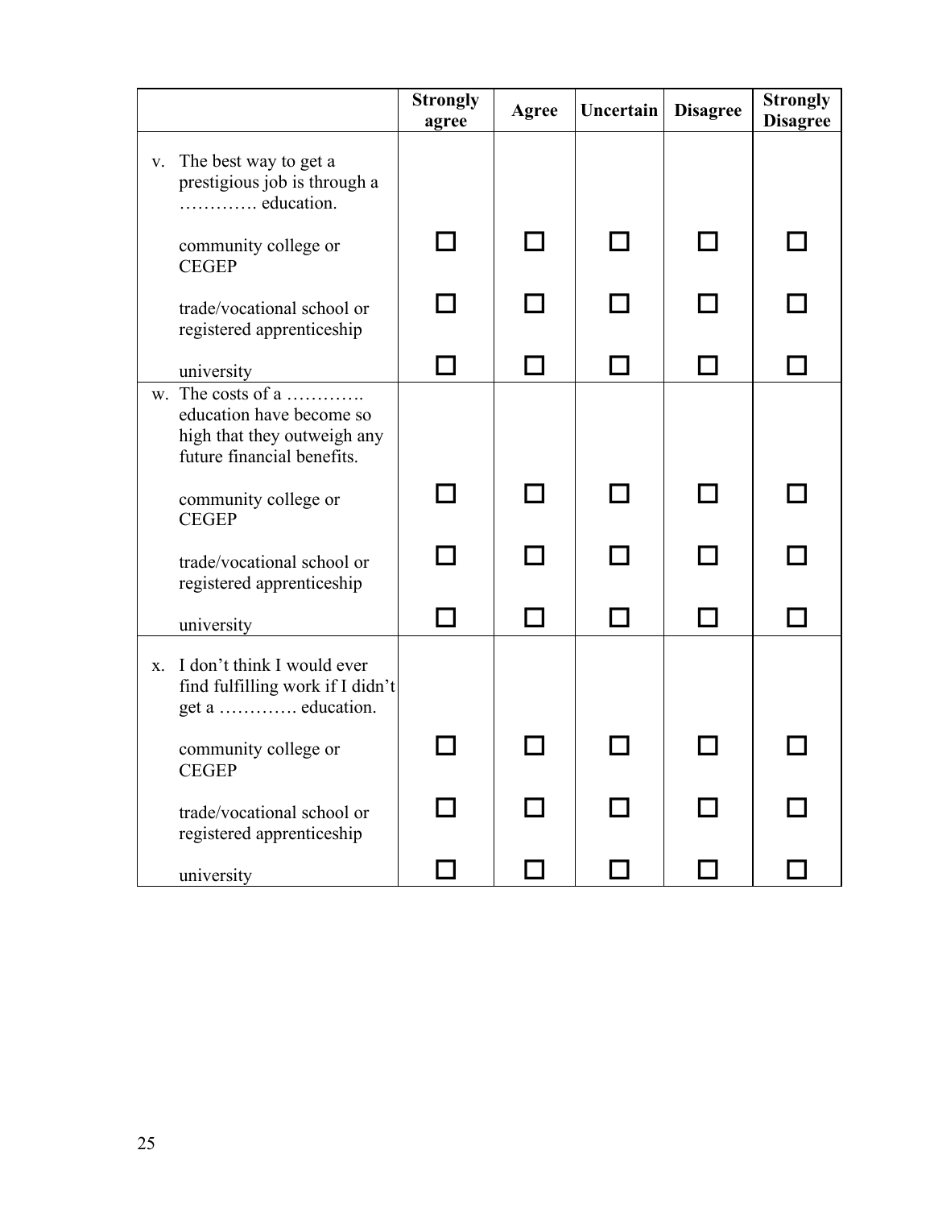| | Strongly agree | Agree | Uncertain | Disagree | Strongly Disagree |
|---|---|---|---|---|---|
| v. The best way to get a prestigious job is through a …………. education. | | | | | |
| community college or CEGEP | ☐ | ☐ | ☐ | ☐ | ☐ |
| trade/vocational school or registered apprenticeship | ☐ | ☐ | ☐ | ☐ | ☐ |
| university | ☐ | ☐ | ☐ | ☐ | ☐ |
| w. The costs of a ………….. education have become so high that they outweigh any future financial benefits. | | | | | |
| community college or CEGEP | ☐ | ☐ | ☐ | ☐ | ☐ |
| trade/vocational school or registered apprenticeship | ☐ | ☐ | ☐ | ☐ | ☐ |
| university | ☐ | ☐ | ☐ | ☐ | ☐ |
| x. I don't think I would ever find fulfilling work if I didn't get a …………. education. | | | | | |
| community college or CEGEP | ☐ | ☐ | ☐ | ☐ | ☐ |
| trade/vocational school or registered apprenticeship | ☐ | ☐ | ☐ | ☐ | ☐ |
| university | ☐ | ☐ | ☐ | ☐ | ☐ |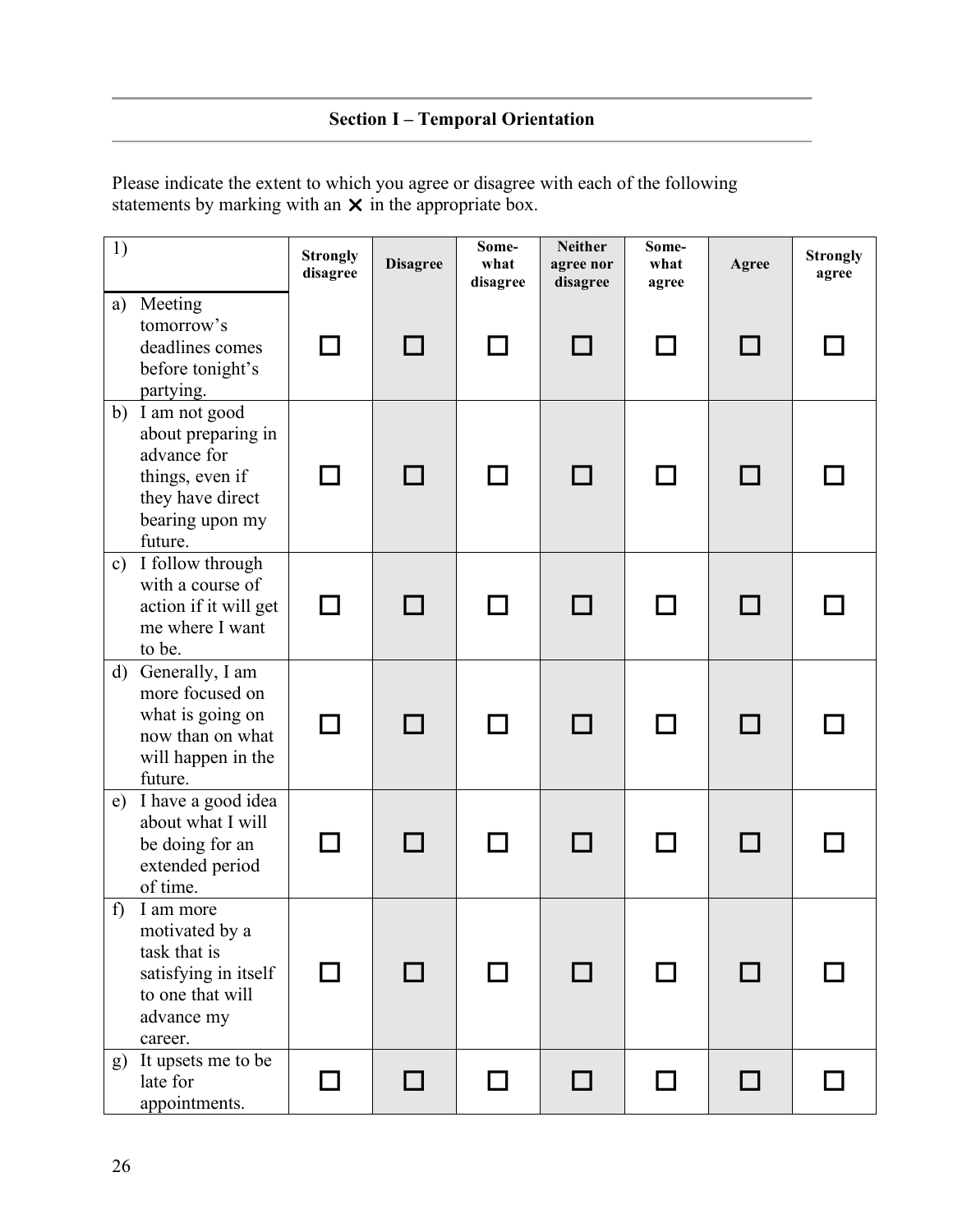## Section I – Temporal Orientation

Please indicate the extent to which you agree or disagree with each of the following statements by marking with an ✕ in the appropriate box.

| 1) | Strongly disagree | Disagree | Some-what disagree | Neither agree nor disagree | Some-what agree | Agree | Strongly agree |
|---|---|---|---|---|---|---|---|
| a) Meeting tomorrow's deadlines comes before tonight's partying. | ☐ | ☐ | ☐ | ☐ | ☐ | ☐ | ☐ |
| b) I am not good about preparing in advance for things, even if they have direct bearing upon my future. | ☐ | ☐ | ☐ | ☐ | ☐ | ☐ | ☐ |
| c) I follow through with a course of action if it will get me where I want to be. | ☐ | ☐ | ☐ | ☐ | ☐ | ☐ | ☐ |
| d) Generally, I am more focused on what is going on now than on what will happen in the future. | ☐ | ☐ | ☐ | ☐ | ☐ | ☐ | ☐ |
| e) I have a good idea about what I will be doing for an extended period of time. | ☐ | ☐ | ☐ | ☐ | ☐ | ☐ | ☐ |
| f) I am more motivated by a task that is satisfying in itself to one that will advance my career. | ☐ | ☐ | ☐ | ☐ | ☐ | ☐ | ☐ |
| g) It upsets me to be late for appointments. | ☐ | ☐ | ☐ | ☐ | ☐ | ☐ | ☐ |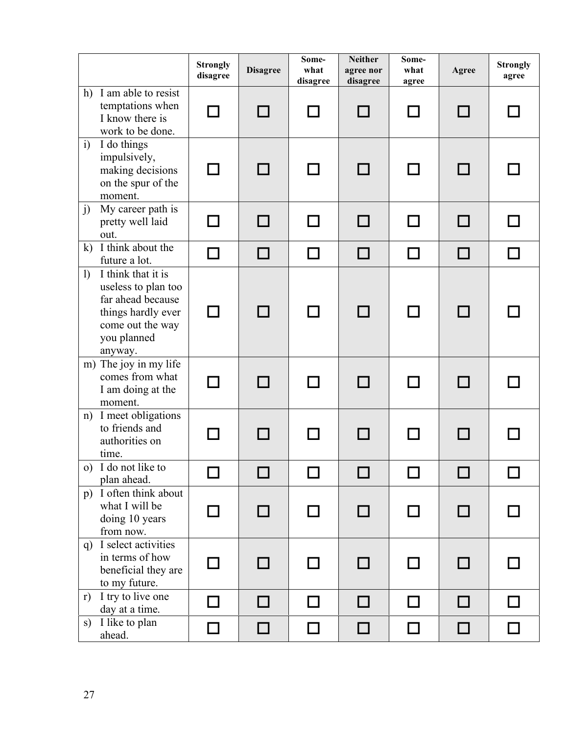| | Strongly disagree | Disagree | Some-what disagree | Neither agree nor disagree | Some-what agree | Agree | Strongly agree |
|---|---|---|---|---|---|---|---|
| h) I am able to resist temptations when I know there is work to be done. | ☐ | ☐ | ☐ | ☐ | ☐ | ☐ | ☐ |
| i) I do things impulsively, making decisions on the spur of the moment. | ☐ | ☐ | ☐ | ☐ | ☐ | ☐ | ☐ |
| j) My career path is pretty well laid out. | ☐ | ☐ | ☐ | ☐ | ☐ | ☐ | ☐ |
| k) I think about the future a lot. | ☐ | ☐ | ☐ | ☐ | ☐ | ☐ | ☐ |
| l) I think that it is useless to plan too far ahead because things hardly ever come out the way you planned anyway. | ☐ | ☐ | ☐ | ☐ | ☐ | ☐ | ☐ |
| m) The joy in my life comes from what I am doing at the moment. | ☐ | ☐ | ☐ | ☐ | ☐ | ☐ | ☐ |
| n) I meet obligations to friends and authorities on time. | ☐ | ☐ | ☐ | ☐ | ☐ | ☐ | ☐ |
| o) I do not like to plan ahead. | ☐ | ☐ | ☐ | ☐ | ☐ | ☐ | ☐ |
| p) I often think about what I will be doing 10 years from now. | ☐ | ☐ | ☐ | ☐ | ☐ | ☐ | ☐ |
| q) I select activities in terms of how beneficial they are to my future. | ☐ | ☐ | ☐ | ☐ | ☐ | ☐ | ☐ |
| r) I try to live one day at a time. | ☐ | ☐ | ☐ | ☐ | ☐ | ☐ | ☐ |
| s) I like to plan ahead. | ☐ | ☐ | ☐ | ☐ | ☐ | ☐ | ☐ |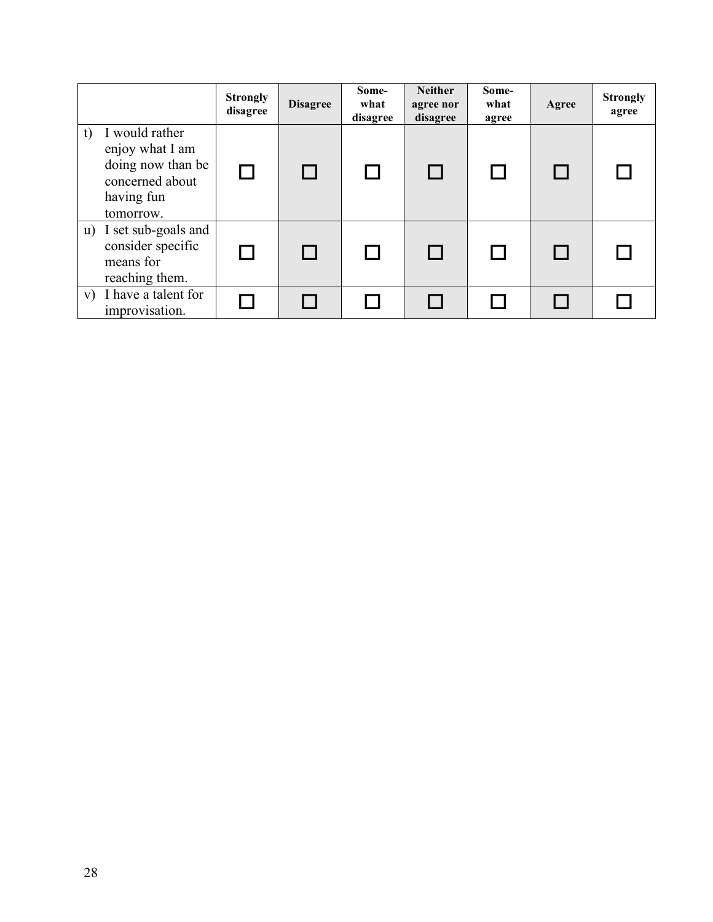| | Strongly disagree | Disagree | Some-what disagree | Neither agree nor disagree | Some-what agree | Agree | Strongly agree |
|---|---|---|---|---|---|---|---|
| t) I would rather enjoy what I am doing now than be concerned about having fun tomorrow. | ☐ | ☐ | ☐ | ☐ | ☐ | ☐ | ☐ |
| u) I set sub-goals and consider specific means for reaching them. | ☐ | ☐ | ☐ | ☐ | ☐ | ☐ | ☐ |
| v) I have a talent for improvisation. | ☐ | ☐ | ☐ | ☐ | ☐ | ☐ | ☐ |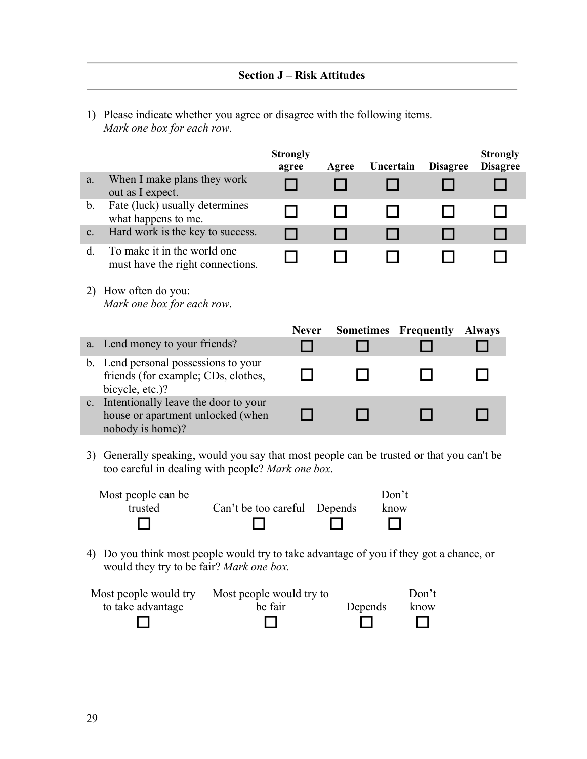## Section J – Risk Attitudes

1) Please indicate whether you agree or disagree with the following items. *Mark one box for each row*.

| | | Strongly agree | Agree | Uncertain | Disagree | Strongly Disagree |
|---|---|---|---|---|---|---|
| a. | When I make plans they work out as I expect. | ☐ | ☐ | ☐ | ☐ | ☐ |
| b. | Fate (luck) usually determines what happens to me. | ☐ | ☐ | ☐ | ☐ | ☐ |
| c. | Hard work is the key to success. | ☐ | ☐ | ☐ | ☐ | ☐ |
| d. | To make it in the world one must have the right connections. | ☐ | ☐ | ☐ | ☐ | ☐ |

2) How often do you: *Mark one box for each row*.

| | Never | Sometimes | Frequently | Always |
|---|---|---|---|---|
| a. Lend money to your friends? | ☐ | ☐ | ☐ | ☐ |
| b. Lend personal possessions to your friends (for example; CDs, clothes, bicycle, etc.)? | ☐ | ☐ | ☐ | ☐ |
| c. Intentionally leave the door to your house or apartment unlocked (when nobody is home)? | ☐ | ☐ | ☐ | ☐ |

3) Generally speaking, would you say that most people can be trusted or that you can't be too careful in dealing with people? *Mark one box*.

| Most people can be trusted | Can't be too careful | Depends | Don't know |
|---|---|---|---|
| ☐ | ☐ | ☐ | ☐ |

4) Do you think most people would try to take advantage of you if they got a chance, or would they try to be fair? *Mark one box.*

| Most people would try to take advantage | Most people would try to be fair | Depends | Don't know |
|---|---|---|---|
| ☐ | ☐ | ☐ | ☐ |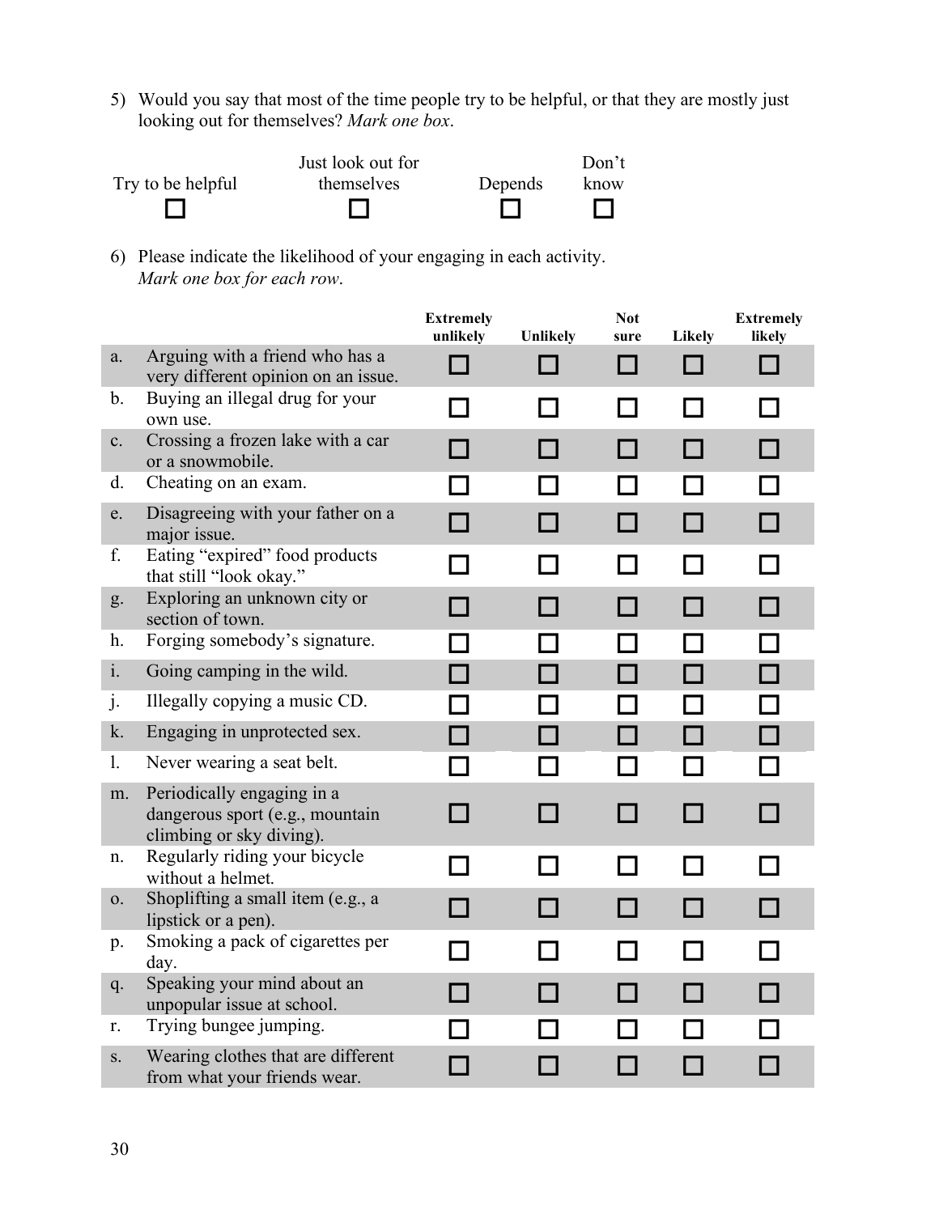5) Would you say that most of the time people try to be helpful, or that they are mostly just looking out for themselves? *Mark one box.*

| Try to be helpful | Just look out for themselves | Depends | Don't know |
|---|---|---|---|
| ☐ | ☐ | ☐ | ☐ |

6) Please indicate the likelihood of your engaging in each activity.
*Mark one box for each row.*

| | | **Extremely unlikely** | **Unlikely** | **Not sure** | **Likely** | **Extremely likely** |
|---|---|---|---|---|---|---|
| a. | Arguing with a friend who has a very different opinion on an issue. | ☐ | ☐ | ☐ | ☐ | ☐ |
| b. | Buying an illegal drug for your own use. | ☐ | ☐ | ☐ | ☐ | ☐ |
| c. | Crossing a frozen lake with a car or a snowmobile. | ☐ | ☐ | ☐ | ☐ | ☐ |
| d. | Cheating on an exam. | ☐ | ☐ | ☐ | ☐ | ☐ |
| e. | Disagreeing with your father on a major issue. | ☐ | ☐ | ☐ | ☐ | ☐ |
| f. | Eating "expired" food products that still "look okay." | ☐ | ☐ | ☐ | ☐ | ☐ |
| g. | Exploring an unknown city or section of town. | ☐ | ☐ | ☐ | ☐ | ☐ |
| h. | Forging somebody's signature. | ☐ | ☐ | ☐ | ☐ | ☐ |
| i. | Going camping in the wild. | ☐ | ☐ | ☐ | ☐ | ☐ |
| j. | Illegally copying a music CD. | ☐ | ☐ | ☐ | ☐ | ☐ |
| k. | Engaging in unprotected sex. | ☐ | ☐ | ☐ | ☐ | ☐ |
| l. | Never wearing a seat belt. | ☐ | ☐ | ☐ | ☐ | ☐ |
| m. | Periodically engaging in a dangerous sport (e.g., mountain climbing or sky diving). | ☐ | ☐ | ☐ | ☐ | ☐ |
| n. | Regularly riding your bicycle without a helmet. | ☐ | ☐ | ☐ | ☐ | ☐ |
| o. | Shoplifting a small item (e.g., a lipstick or a pen). | ☐ | ☐ | ☐ | ☐ | ☐ |
| p. | Smoking a pack of cigarettes per day. | ☐ | ☐ | ☐ | ☐ | ☐ |
| q. | Speaking your mind about an unpopular issue at school. | ☐ | ☐ | ☐ | ☐ | ☐ |
| r. | Trying bungee jumping. | ☐ | ☐ | ☐ | ☐ | ☐ |
| s. | Wearing clothes that are different from what your friends wear. | ☐ | ☐ | ☐ | ☐ | ☐ |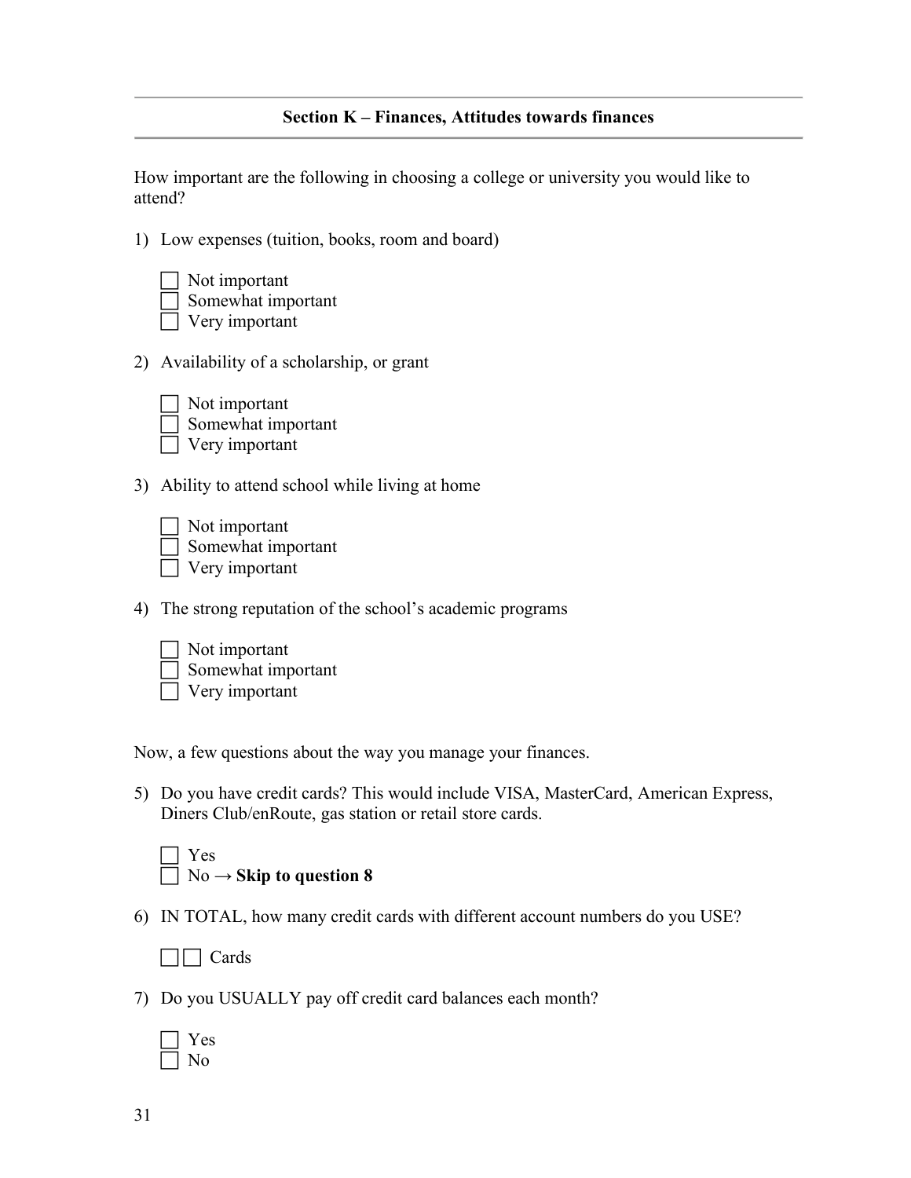## Section K – Finances, Attitudes towards finances

How important are the following in choosing a college or university you would like to attend?

1) Low expenses (tuition, books, room and board)

   - ☐ Not important
   - ☐ Somewhat important
   - ☐ Very important

2) Availability of a scholarship, or grant

   - ☐ Not important
   - ☐ Somewhat important
   - ☐ Very important

3) Ability to attend school while living at home

   - ☐ Not important
   - ☐ Somewhat important
   - ☐ Very important

4) The strong reputation of the school's academic programs

   - ☐ Not important
   - ☐ Somewhat important
   - ☐ Very important

Now, a few questions about the way you manage your finances.

5) Do you have credit cards? This would include VISA, MasterCard, American Express, Diners Club/enRoute, gas station or retail store cards.

   - ☐ Yes
   - ☐ No → **Skip to question 8**

6) IN TOTAL, how many credit cards with different account numbers do you USE?

   ☐☐ Cards

7) Do you USUALLY pay off credit card balances each month?

   - ☐ Yes
   - ☐ No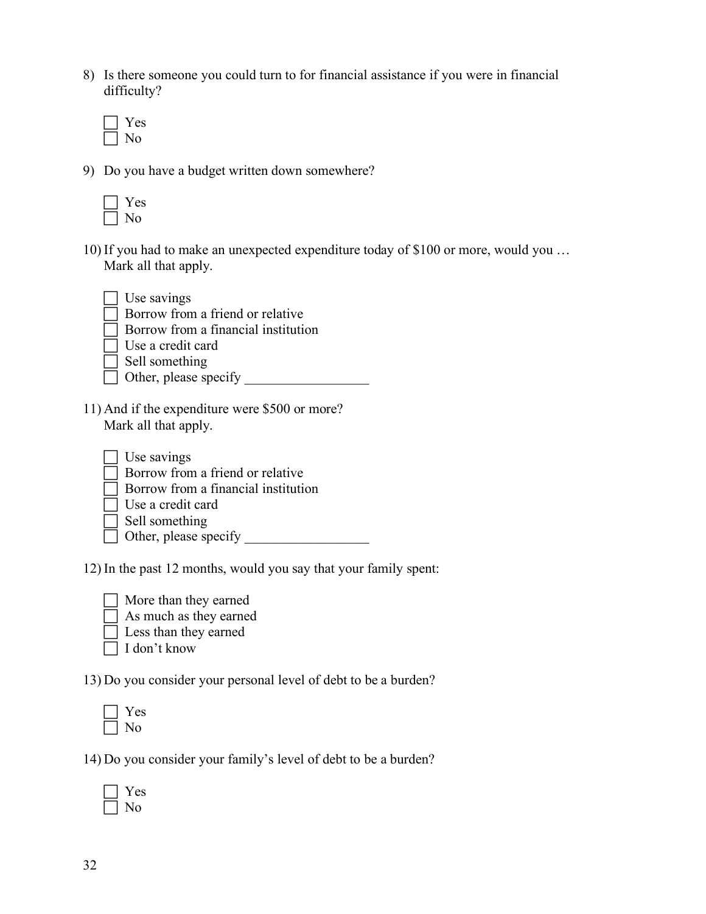8) Is there someone you could turn to for financial assistance if you were in financial difficulty?

- [ ] Yes
- [ ] No

9) Do you have a budget written down somewhere?

- [ ] Yes
- [ ] No

10) If you had to make an unexpected expenditure today of $100 or more, would you … Mark all that apply.

- [ ] Use savings
- [ ] Borrow from a friend or relative
- [ ] Borrow from a financial institution
- [ ] Use a credit card
- [ ] Sell something
- [ ] Other, please specify __________________

11) And if the expenditure were $500 or more? Mark all that apply.

- [ ] Use savings
- [ ] Borrow from a friend or relative
- [ ] Borrow from a financial institution
- [ ] Use a credit card
- [ ] Sell something
- [ ] Other, please specify __________________

12) In the past 12 months, would you say that your family spent:

- [ ] More than they earned
- [ ] As much as they earned
- [ ] Less than they earned
- [ ] I don't know

13) Do you consider your personal level of debt to be a burden?

- [ ] Yes
- [ ] No

14) Do you consider your family's level of debt to be a burden?

- [ ] Yes
- [ ] No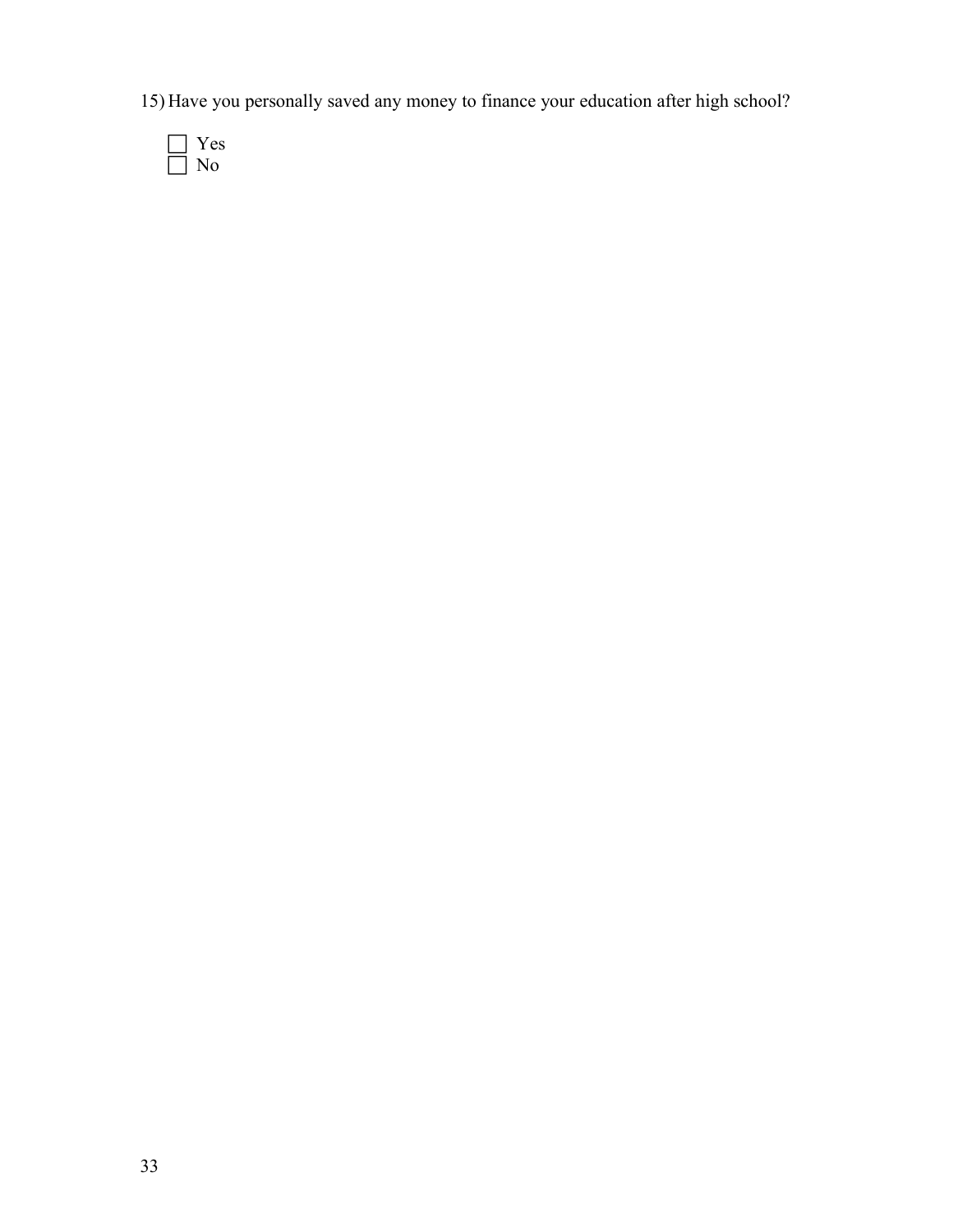15) Have you personally saved any money to finance your education after high school?

- [ ] Yes
- [ ] No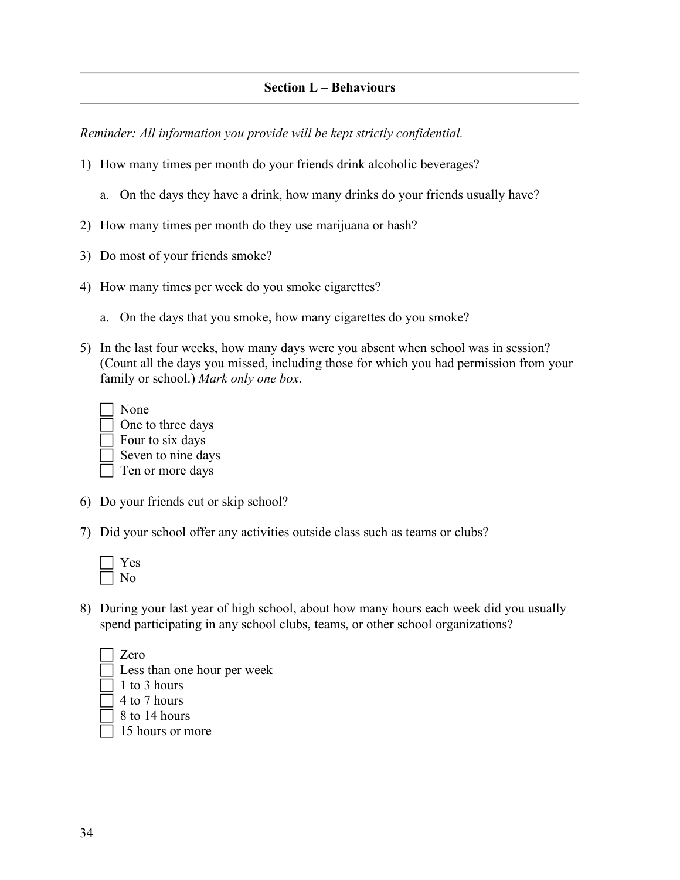## Section L – Behaviours

*Reminder: All information you provide will be kept strictly confidential.*

1) How many times per month do your friends drink alcoholic beverages?

   a. On the days they have a drink, how many drinks do your friends usually have?

2) How many times per month do they use marijuana or hash?

3) Do most of your friends smoke?

4) How many times per week do you smoke cigarettes?

   a. On the days that you smoke, how many cigarettes do you smoke?

5) In the last four weeks, how many days were you absent when school was in session? (Count all the days you missed, including those for which you had permission from your family or school.) *Mark only one box*.

   - [ ] None
   - [ ] One to three days
   - [ ] Four to six days
   - [ ] Seven to nine days
   - [ ] Ten or more days

6) Do your friends cut or skip school?

7) Did your school offer any activities outside class such as teams or clubs?

   - [ ] Yes
   - [ ] No

8) During your last year of high school, about how many hours each week did you usually spend participating in any school clubs, teams, or other school organizations?

   - [ ] Zero
   - [ ] Less than one hour per week
   - [ ] 1 to 3 hours
   - [ ] 4 to 7 hours
   - [ ] 8 to 14 hours
   - [ ] 15 hours or more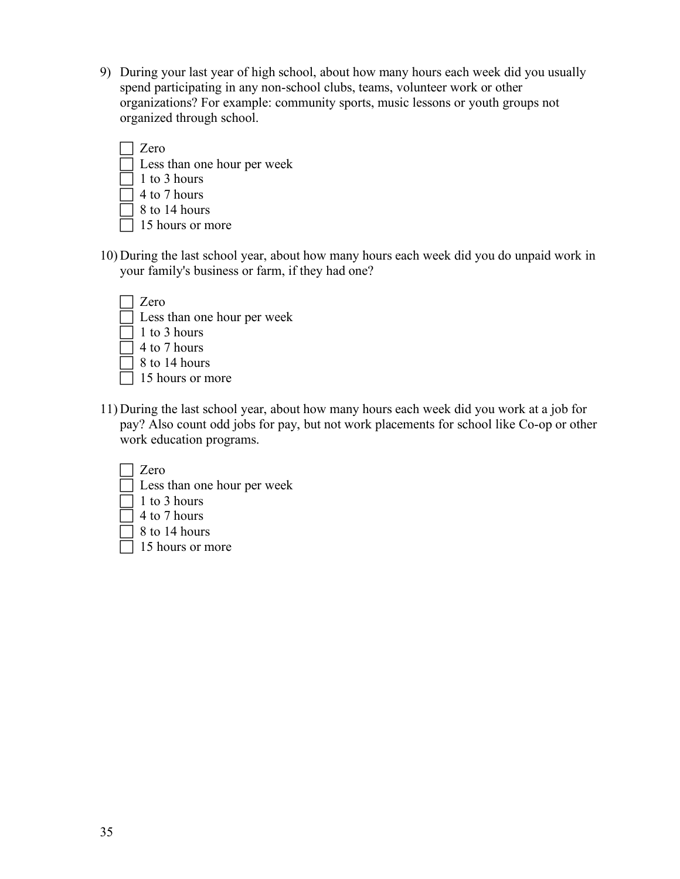9) During your last year of high school, about how many hours each week did you usually spend participating in any non-school clubs, teams, volunteer work or other organizations? For example: community sports, music lessons or youth groups not organized through school.

- [ ] Zero
- [ ] Less than one hour per week
- [ ] 1 to 3 hours
- [ ] 4 to 7 hours
- [ ] 8 to 14 hours
- [ ] 15 hours or more

10) During the last school year, about how many hours each week did you do unpaid work in your family's business or farm, if they had one?

- [ ] Zero
- [ ] Less than one hour per week
- [ ] 1 to 3 hours
- [ ] 4 to 7 hours
- [ ] 8 to 14 hours
- [ ] 15 hours or more

11) During the last school year, about how many hours each week did you work at a job for pay? Also count odd jobs for pay, but not work placements for school like Co-op or other work education programs.

- [ ] Zero
- [ ] Less than one hour per week
- [ ] 1 to 3 hours
- [ ] 4 to 7 hours
- [ ] 8 to 14 hours
- [ ] 15 hours or more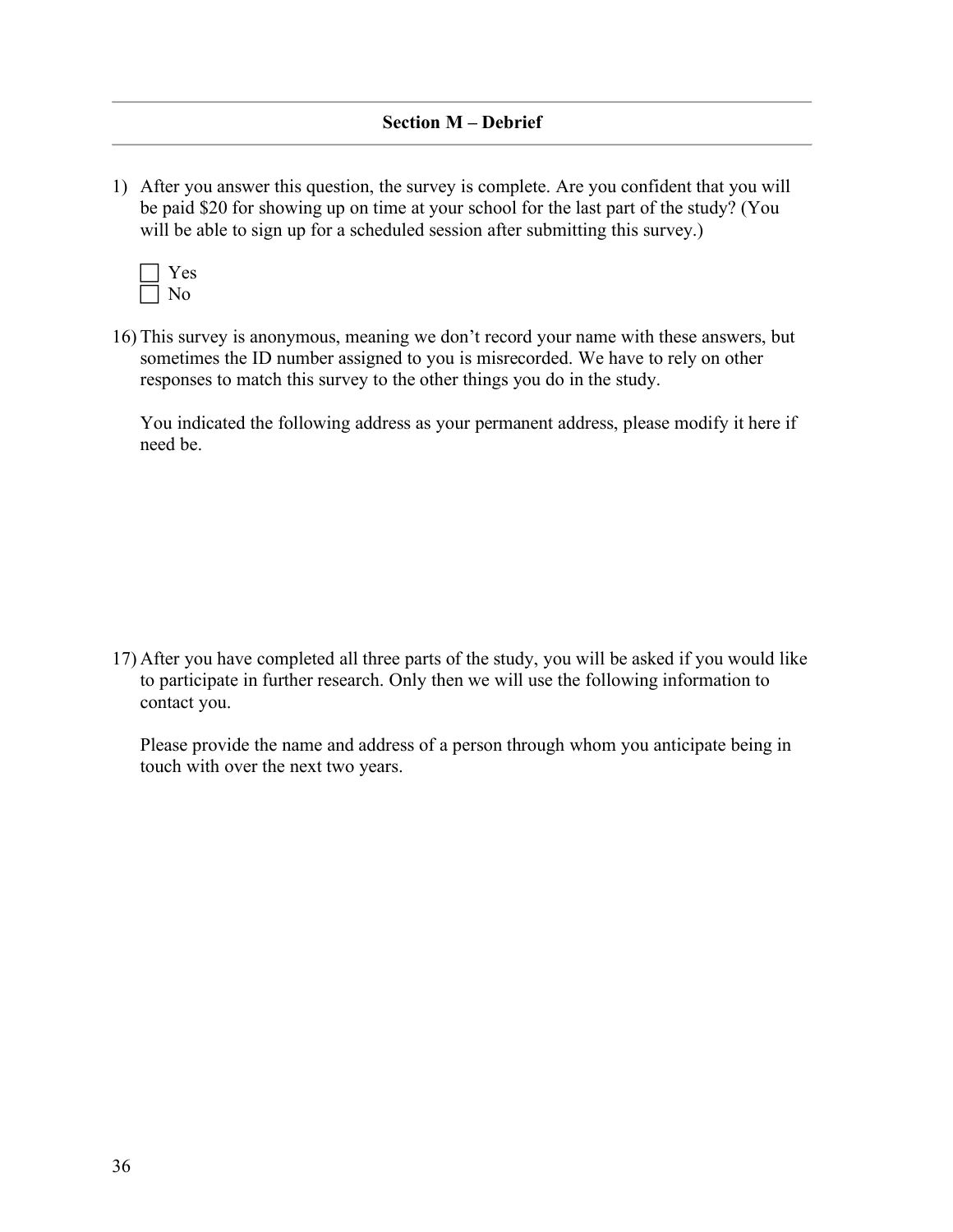## Section M – Debrief

1) After you answer this question, the survey is complete. Are you confident that you will be paid $20 for showing up on time at your school for the last part of the study? (You will be able to sign up for a scheduled session after submitting this survey.)

   - [ ] Yes
   - [ ] No

16) This survey is anonymous, meaning we don't record your name with these answers, but sometimes the ID number assigned to you is misrecorded. We have to rely on other responses to match this survey to the other things you do in the study.

    You indicated the following address as your permanent address, please modify it here if need be.

17) After you have completed all three parts of the study, you will be asked if you would like to participate in further research. Only then we will use the following information to contact you.

    Please provide the name and address of a person through whom you anticipate being in touch with over the next two years.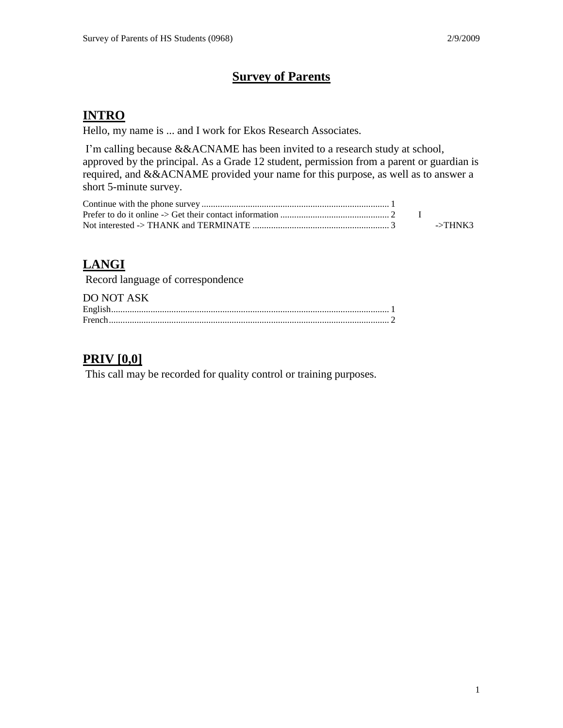# Survey of Parents

## INTRO

Hello, my name is ... and I work for Ekos Research Associates.

I'm calling because &&ACNAME has been invited to a research study at school, approved by the principal. As a Grade 12 student, permission from a parent or guardian is required, and &&ACNAME provided your name for this purpose, as well as to answer a short 5-minute survey.

Continue with the phone survey ................................................................................ 1
Prefer to do it online -> Get their contact information ............................................... 2    I
Not interested -> THANK and TERMINATE ........................................................... 3    ->THNK3

## LANGI

Record language of correspondence

DO NOT ASK

English........................................................................................................................ 1
French......................................................................................................................... 2

## PRIV [0,0]

This call may be recorded for quality control or training purposes.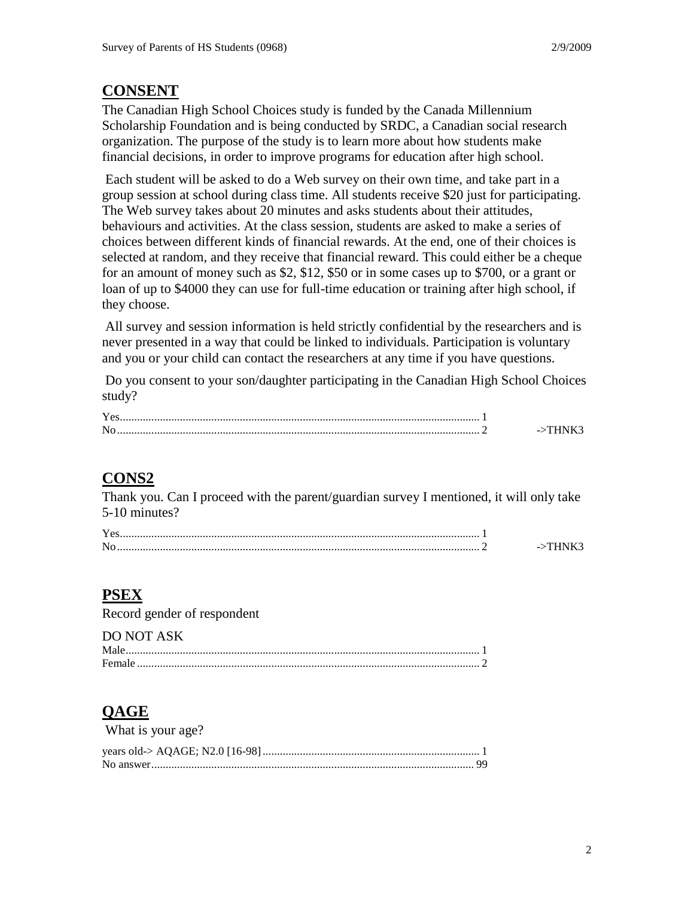## CONSENT

The Canadian High School Choices study is funded by the Canada Millennium Scholarship Foundation and is being conducted by SRDC, a Canadian social research organization. The purpose of the study is to learn more about how students make financial decisions, in order to improve programs for education after high school.

Each student will be asked to do a Web survey on their own time, and take part in a group session at school during class time. All students receive $20 just for participating. The Web survey takes about 20 minutes and asks students about their attitudes, behaviours and activities. At the class session, students are asked to make a series of choices between different kinds of financial rewards. At the end, one of their choices is selected at random, and they receive that financial reward. This could either be a cheque for an amount of money such as $2, $12, $50 or in some cases up to $700, or a grant or loan of up to $4000 they can use for full-time education or training after high school, if they choose.

All survey and session information is held strictly confidential by the researchers and is never presented in a way that could be linked to individuals. Participation is voluntary and you or your child can contact the researchers at any time if you have questions.

Do you consent to your son/daughter participating in the Canadian High School Choices study?

Yes.......................................................................................................................... 1
No........................................................................................................................... 2 ->THNK3

## CONS2

Thank you. Can I proceed with the parent/guardian survey I mentioned, it will only take 5-10 minutes?

Yes.......................................................................................................................... 1
No........................................................................................................................... 2 ->THNK3

## PSEX

Record gender of respondent

DO NOT ASK

Male....................................................................................................................... 1
Female................................................................................................................... 2

## QAGE

What is your age?

years old-> AQAGE; N2.0 [16-98]........................................................................... 1
No answer.............................................................................................................. 99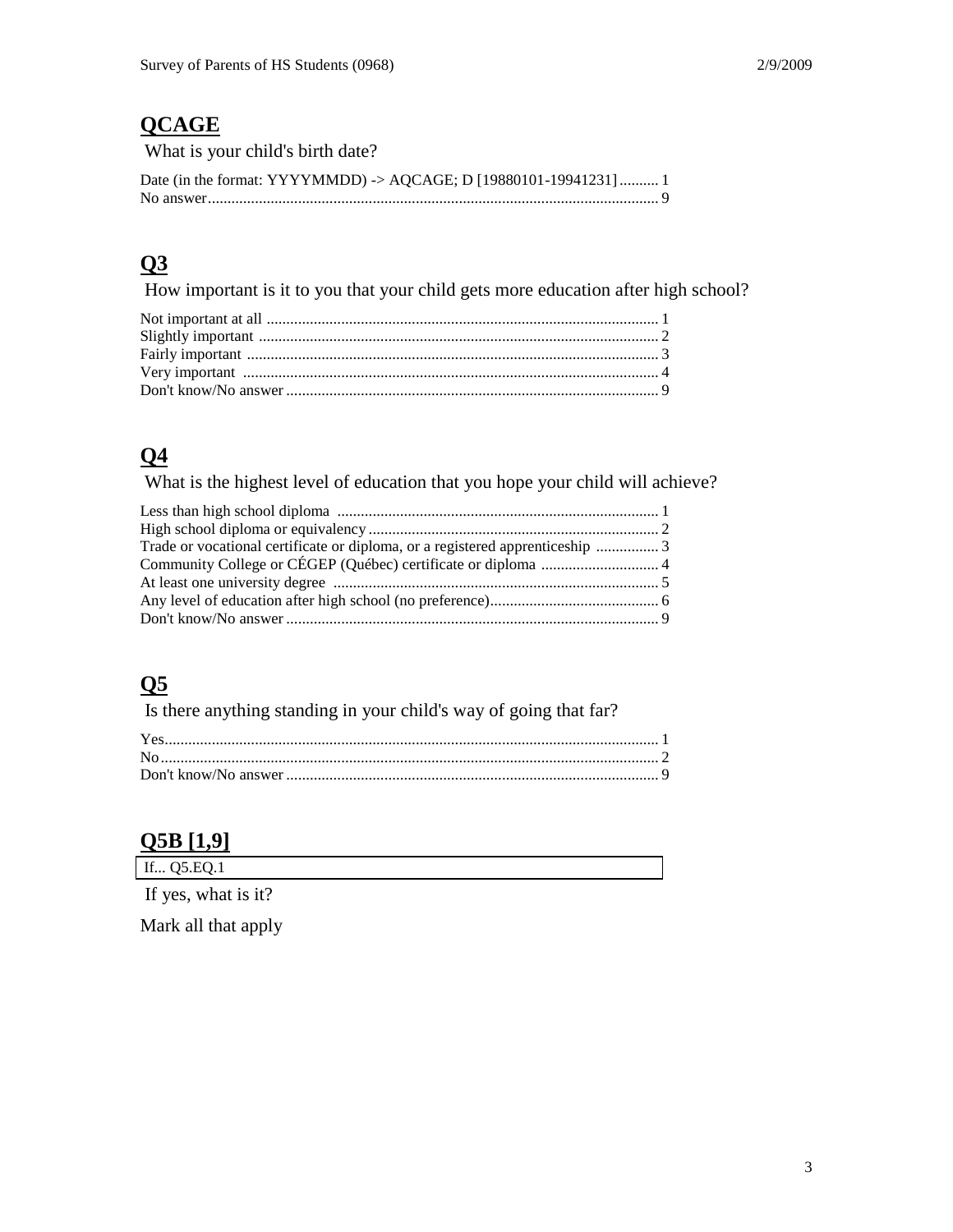## QCAGE

What is your child's birth date?

Date (in the format: YYYYMMDD) -> AQCAGE; D [19880101-19941231] .......... 1
No answer .................................................................................................................. 9

## Q3

How important is it to you that your child gets more education after high school?

Not important at all .................................................................................................... 1
Slightly important ...................................................................................................... 2
Fairly important ......................................................................................................... 3
Very important .......................................................................................................... 4
Don't know/No answer .............................................................................................. 9

## Q4

What is the highest level of education that you hope your child will achieve?

Less than high school diploma .................................................................................. 1
High school diploma or equivalency .......................................................................... 2
Trade or vocational certificate or diploma, or a registered apprenticeship ................ 3
Community College or CÉGEP (Québec) certificate or diploma .............................. 4
At least one university degree ................................................................................... 5
Any level of education after high school (no preference) ........................................... 6
Don't know/No answer .............................................................................................. 9

## Q5

Is there anything standing in your child's way of going that far?

Yes ............................................................................................................................. 1
No .............................................................................................................................. 2
Don't know/No answer .............................................................................................. 9

## Q5B [1,9]

If... Q5.EQ.1

If yes, what is it?

Mark all that apply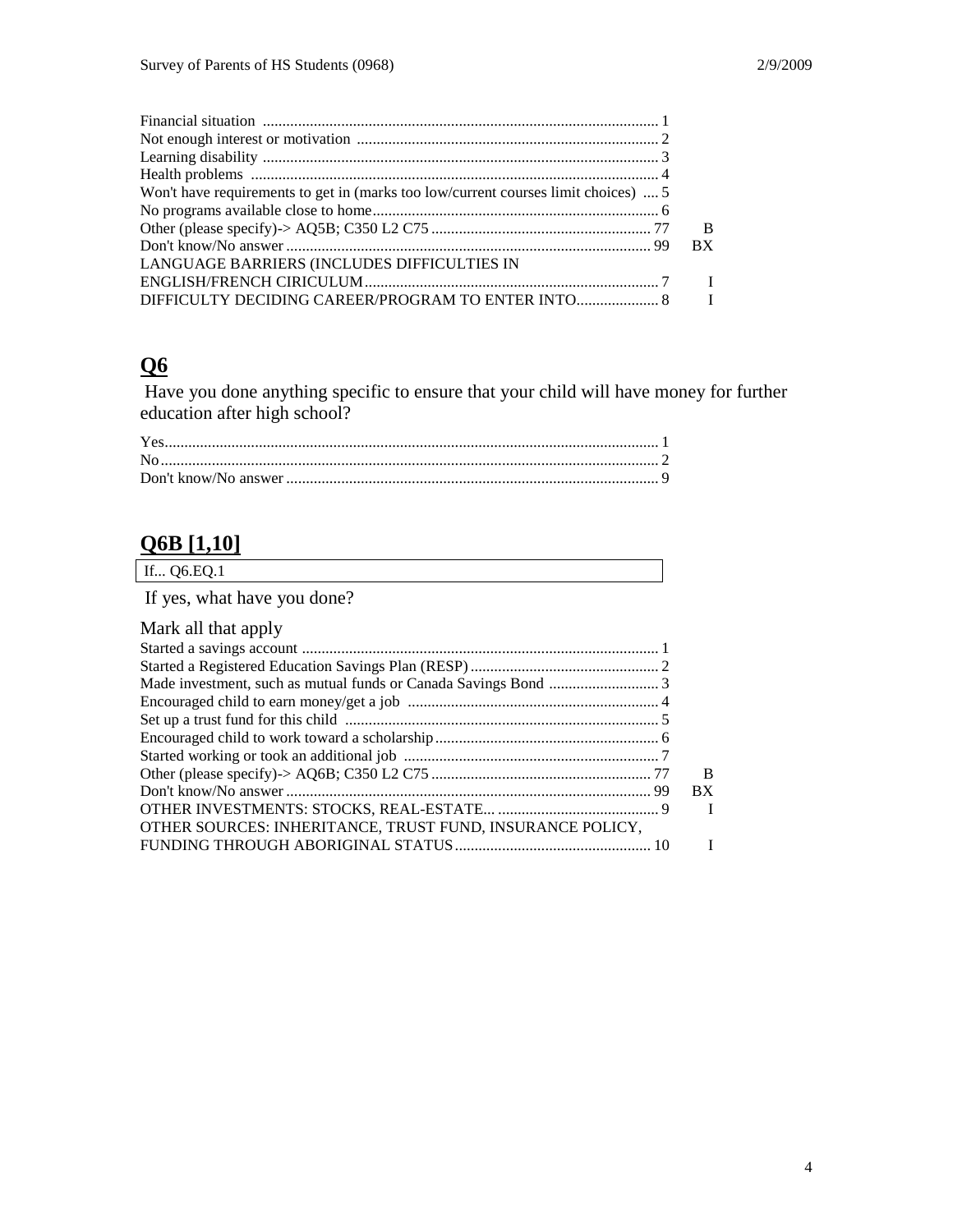Financial situation .................................................................................................... 1
Not enough interest or motivation ............................................................................. 2
Learning disability .................................................................................................... 3
Health problems ........................................................................................................ 4
Won't have requirements to get in (marks too low/current courses limit choices) .... 5
No programs available close to home......................................................................... 6
Other (please specify)-> AQ5B; C350 L2 C75 ........................................................ 77 B
Don't know/No answer ............................................................................................ 99 BX
LANGUAGE BARRIERS (INCLUDES DIFFICULTIES IN ENGLISH/FRENCH CIRICULUM.......................................................................... 7 I
DIFFICULTY DECIDING CAREER/PROGRAM TO ENTER INTO..................... 8 I

## Q6

Have you done anything specific to ensure that your child will have money for further education after high school?

Yes............................................................................................................................. 1
No.............................................................................................................................. 2
Don't know/No answer .............................................................................................. 9

## Q6B [1,10]

If... Q6.EQ.1

If yes, what have you done?

Mark all that apply

Started a savings account ........................................................................................... 1
Started a Registered Education Savings Plan (RESP)................................................ 2
Made investment, such as mutual funds or Canada Savings Bond ............................ 3
Encouraged child to earn money/get a job ................................................................ 4
Set up a trust fund for this child ............................................................................... 5
Encouraged child to work toward a scholarship......................................................... 6
Started working or took an additional job ................................................................. 7
Other (please specify)-> AQ6B; C350 L2 C75 ........................................................ 77 B
Don't know/No answer ............................................................................................ 99 BX
OTHER INVESTMENTS: STOCKS, REAL-ESTATE... ......................................... 9 I
OTHER SOURCES: INHERITANCE, TRUST FUND, INSURANCE POLICY, FUNDING THROUGH ABORIGINAL STATUS................................................. 10 I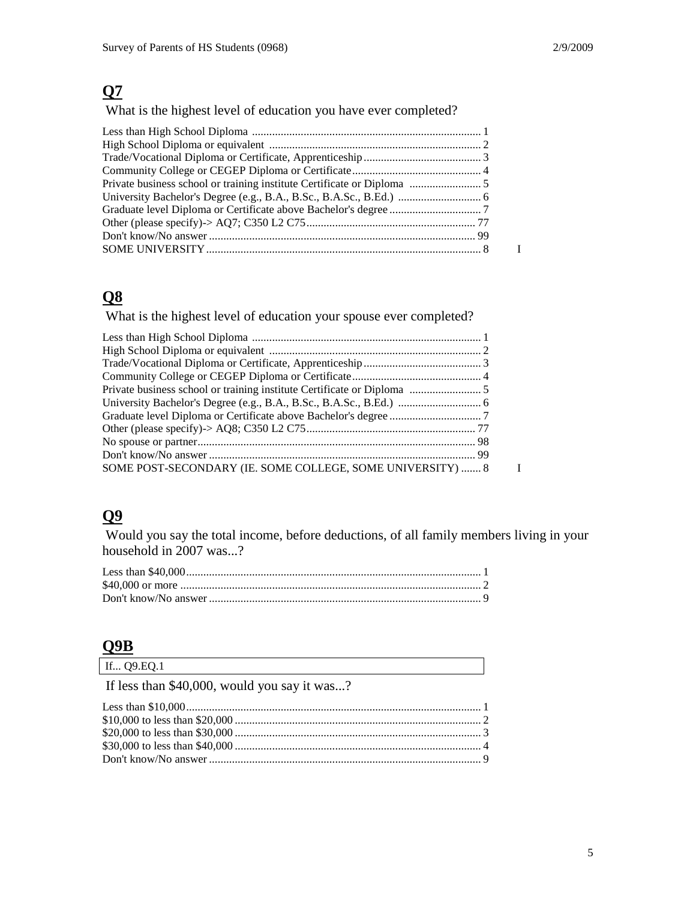## Q7

What is the highest level of education you have ever completed?

| | |
|---|---|
| Less than High School Diploma | 1 |
| High School Diploma or equivalent | 2 |
| Trade/Vocational Diploma or Certificate, Apprenticeship | 3 |
| Community College or CEGEP Diploma or Certificate | 4 |
| Private business school or training institute Certificate or Diploma | 5 |
| University Bachelor's Degree (e.g., B.A., B.Sc., B.A.Sc., B.Ed.) | 6 |
| Graduate level Diploma or Certificate above Bachelor's degree | 7 |
| Other (please specify)-> AQ7; C350 L2 C75 | 77 |
| Don't know/No answer | 99 |
| SOME UNIVERSITY | 8 I |

## Q8

What is the highest level of education your spouse ever completed?

| | |
|---|---|
| Less than High School Diploma | 1 |
| High School Diploma or equivalent | 2 |
| Trade/Vocational Diploma or Certificate, Apprenticeship | 3 |
| Community College or CEGEP Diploma or Certificate | 4 |
| Private business school or training institute Certificate or Diploma | 5 |
| University Bachelor's Degree (e.g., B.A., B.Sc., B.A.Sc., B.Ed.) | 6 |
| Graduate level Diploma or Certificate above Bachelor's degree | 7 |
| Other (please specify)-> AQ8; C350 L2 C75 | 77 |
| No spouse or partner | 98 |
| Don't know/No answer | 99 |
| SOME POST-SECONDARY (IE. SOME COLLEGE, SOME UNIVERSITY) | 8 I |

## Q9

Would you say the total income, before deductions, of all family members living in your household in 2007 was...?

| | |
|---|---|
| Less than $40,000 | 1 |
| $40,000 or more | 2 |
| Don't know/No answer | 9 |

## Q9B

If... Q9.EQ.1

If less than $40,000, would you say it was...?

| | |
|---|---|
| Less than $10,000 | 1 |
| $10,000 to less than $20,000 | 2 |
| $20,000 to less than $30,000 | 3 |
| $30,000 to less than $40,000 | 4 |
| Don't know/No answer | 9 |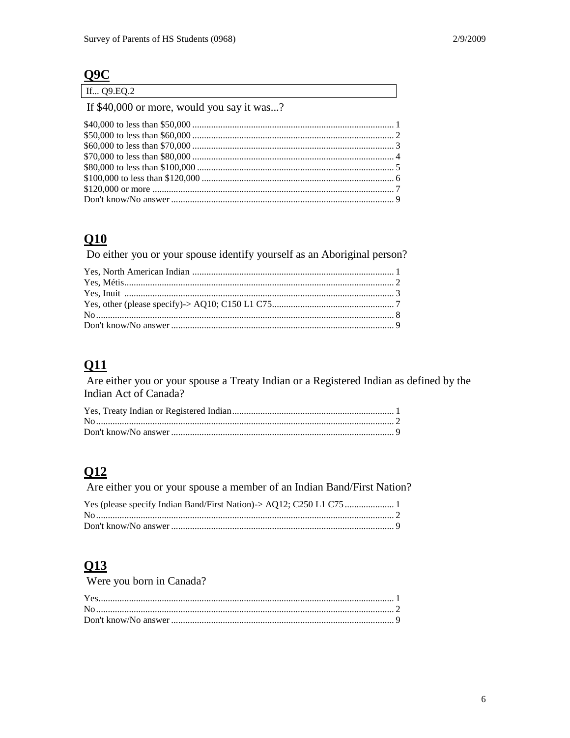## Q9C

If... Q9.EQ.2

If $40,000 or more, would you say it was...?

$40,000 to less than $50,000 ........................................................................................ 1
$50,000 to less than $60,000 ........................................................................................ 2
$60,000 to less than $70,000 ........................................................................................ 3
$70,000 to less than $80,000 ........................................................................................ 4
$80,000 to less than $100,000 ...................................................................................... 5
$100,000 to less than $120,000 .................................................................................... 6
$120,000 or more ......................................................................................................... 7
Don't know/No answer ................................................................................................ 9

## Q10

Do either you or your spouse identify yourself as an Aboriginal person?

Yes, North American Indian ......................................................................................... 1
Yes, Métis...................................................................................................................... 2
Yes, Inuit ...................................................................................................................... 3
Yes, other (please specify)-> AQ10; C150 L1 C75.................................................... 7
No................................................................................................................................. 8
Don't know/No answer ................................................................................................ 9

## Q11

Are either you or your spouse a Treaty Indian or a Registered Indian as defined by the Indian Act of Canada?

Yes, Treaty Indian or Registered Indian..................................................................... 1
No................................................................................................................................. 2
Don't know/No answer ................................................................................................ 9

## Q12

Are either you or your spouse a member of an Indian Band/First Nation?

Yes (please specify Indian Band/First Nation)-> AQ12; C250 L1 C75 ..................... 1
No................................................................................................................................. 2
Don't know/No answer ................................................................................................ 9

## Q13

Were you born in Canada?

Yes............................................................................................................................... 1
No................................................................................................................................. 2
Don't know/No answer ................................................................................................ 9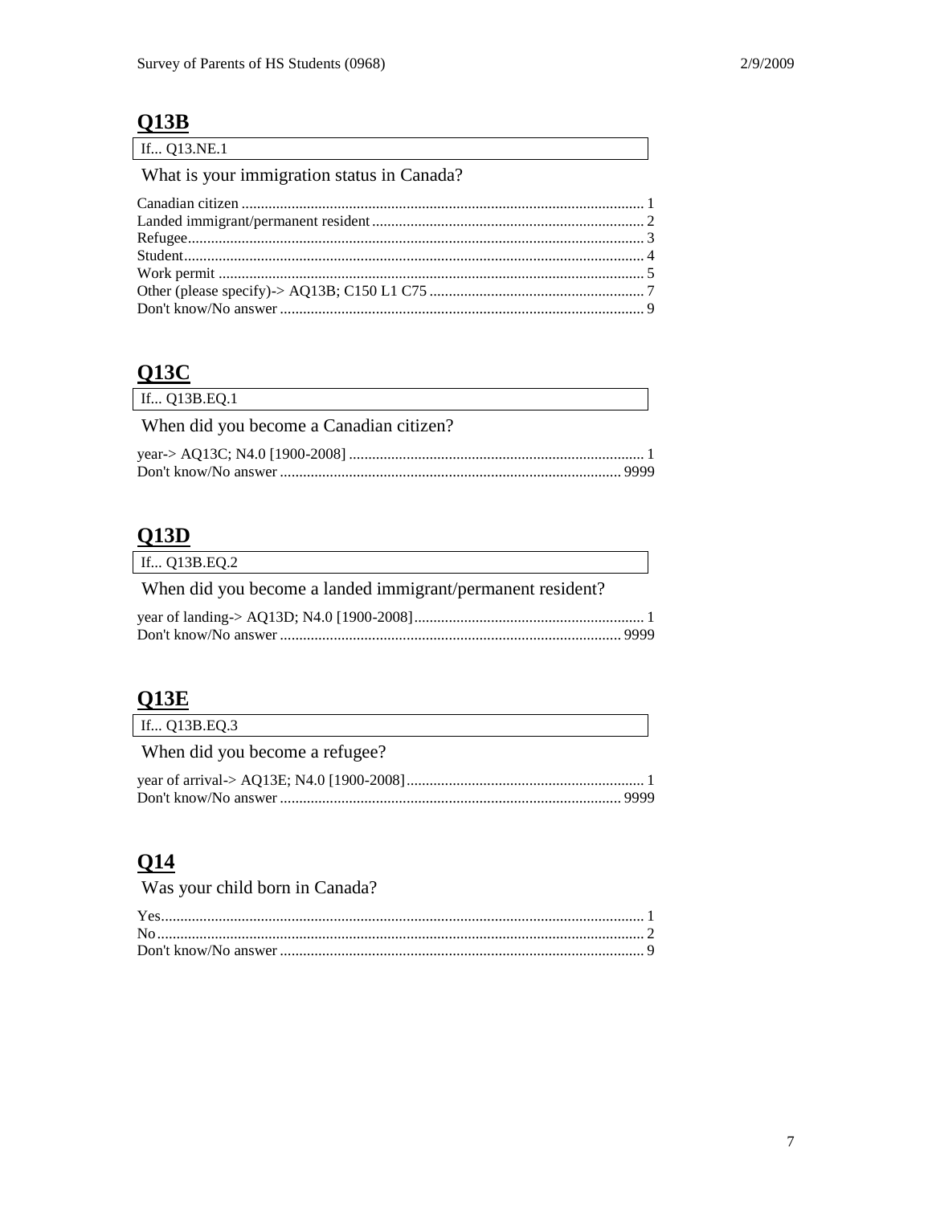## Q13B

If... Q13.NE.1

What is your immigration status in Canada?

Canadian citizen ........................................................................................................ 1
Landed immigrant/permanent resident ...................................................................... 2
Refugee ...................................................................................................................... 3
Student ....................................................................................................................... 4
Work permit .............................................................................................................. 5
Other (please specify)-> AQ13B; C150 L1 C75 ........................................................ 7
Don't know/No answer .............................................................................................. 9

## Q13C

If... Q13B.EQ.1

When did you become a Canadian citizen?

year-> AQ13C; N4.0 [1900-2008] ............................................................................ 1
Don't know/No answer ........................................................................................ 9999

## Q13D

If... Q13B.EQ.2

When did you become a landed immigrant/permanent resident?

year of landing-> AQ13D; N4.0 [1900-2008] ........................................................... 1
Don't know/No answer ........................................................................................ 9999

## Q13E

If... Q13B.EQ.3

When did you become a refugee?

year of arrival-> AQ13E; N4.0 [1900-2008] ............................................................. 1
Don't know/No answer ........................................................................................ 9999

## Q14

Was your child born in Canada?

Yes ............................................................................................................................. 1
No .............................................................................................................................. 2
Don't know/No answer .............................................................................................. 9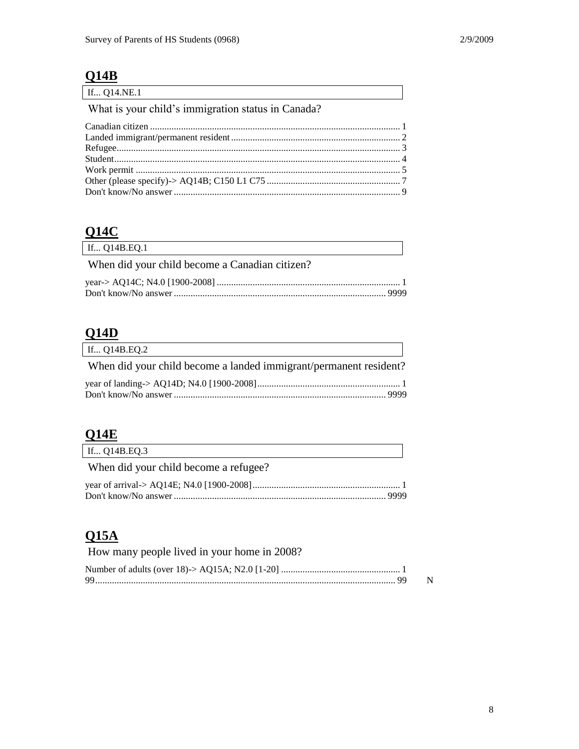## Q14B

If... Q14.NE.1

What is your child's immigration status in Canada?

Canadian citizen ........................................................................................................ 1
Landed immigrant/permanent resident ...................................................................... 2
Refugee ...................................................................................................................... 3
Student ....................................................................................................................... 4
Work permit .............................................................................................................. 5
Other (please specify)-> AQ14B; C150 L1 C75 ........................................................ 7
Don't know/No answer ............................................................................................... 9

## Q14C

If... Q14B.EQ.1

When did your child become a Canadian citizen?

year-> AQ14C; N4.0 [1900-2008] ............................................................................. 1
Don't know/No answer ......................................................................................... 9999

## Q14D

If... Q14B.EQ.2

When did your child become a landed immigrant/permanent resident?

year of landing-> AQ14D; N4.0 [1900-2008] ............................................................ 1
Don't know/No answer ......................................................................................... 9999

## Q14E

If... Q14B.EQ.3

When did your child become a refugee?

year of arrival-> AQ14E; N4.0 [1900-2008] .............................................................. 1
Don't know/No answer ......................................................................................... 9999

## Q15A

How many people lived in your home in 2008?

Number of adults (over 18)-> AQ15A; N2.0 [1-20] .................................................. 1
99 ............................................................................................................................. 99 N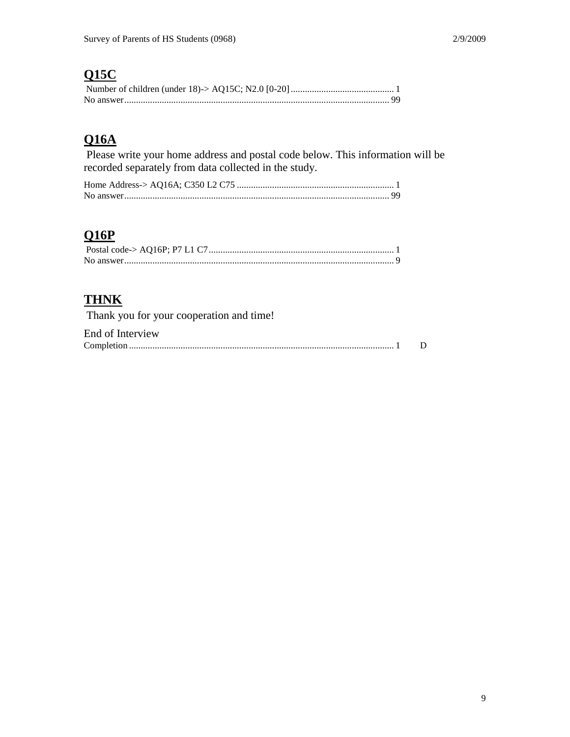## Q15C

Number of children (under 18)-> AQ15C; N2.0 [0-20] ........................................... 1
No answer................................................................................................................ 99

## Q16A

Please write your home address and postal code below. This information will be recorded separately from data collected in the study.

Home Address-> AQ16A; C350 L2 C75 ................................................................. 1
No answer................................................................................................................ 99

## Q16P

Postal code-> AQ16P; P7 L1 C7.............................................................................. 1
No answer.................................................................................................................. 9

## THNK

Thank you for your cooperation and time!

End of Interview

Completion ................................................................................................................ 1 D